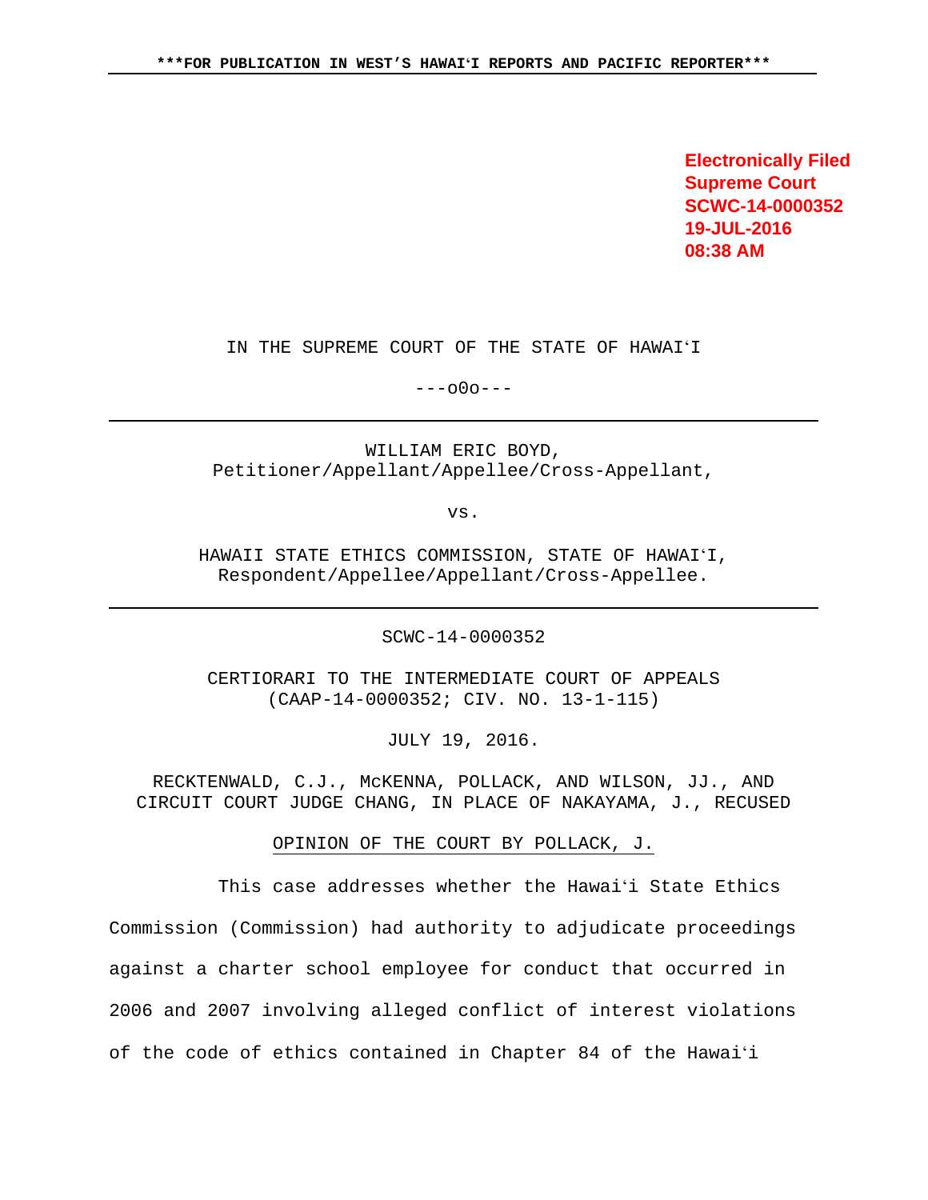Electronically Filed
Supreme Court
SCWC-14-0000352
19-JUL-2016
08:38 AM

IN THE SUPREME COURT OF THE STATE OF HAWAIʻI

---o0o---

WILLIAM ERIC BOYD,
Petitioner/Appellant/Appellee/Cross-Appellant,

vs.

HAWAII STATE ETHICS COMMISSION, STATE OF HAWAIʻI,
Respondent/Appellee/Appellant/Cross-Appellee.

SCWC-14-0000352

CERTIORARI TO THE INTERMEDIATE COURT OF APPEALS
(CAAP-14-0000352; CIV. NO. 13-1-115)

JULY 19, 2016.

RECKTENWALD, C.J., McKENNA, POLLACK, AND WILSON, JJ., AND
CIRCUIT COURT JUDGE CHANG, IN PLACE OF NAKAYAMA, J., RECUSED

OPINION OF THE COURT BY POLLACK, J.

This case addresses whether the Hawaiʻi State Ethics Commission (Commission) had authority to adjudicate proceedings against a charter school employee for conduct that occurred in 2006 and 2007 involving alleged conflict of interest violations of the code of ethics contained in Chapter 84 of the Hawaiʻi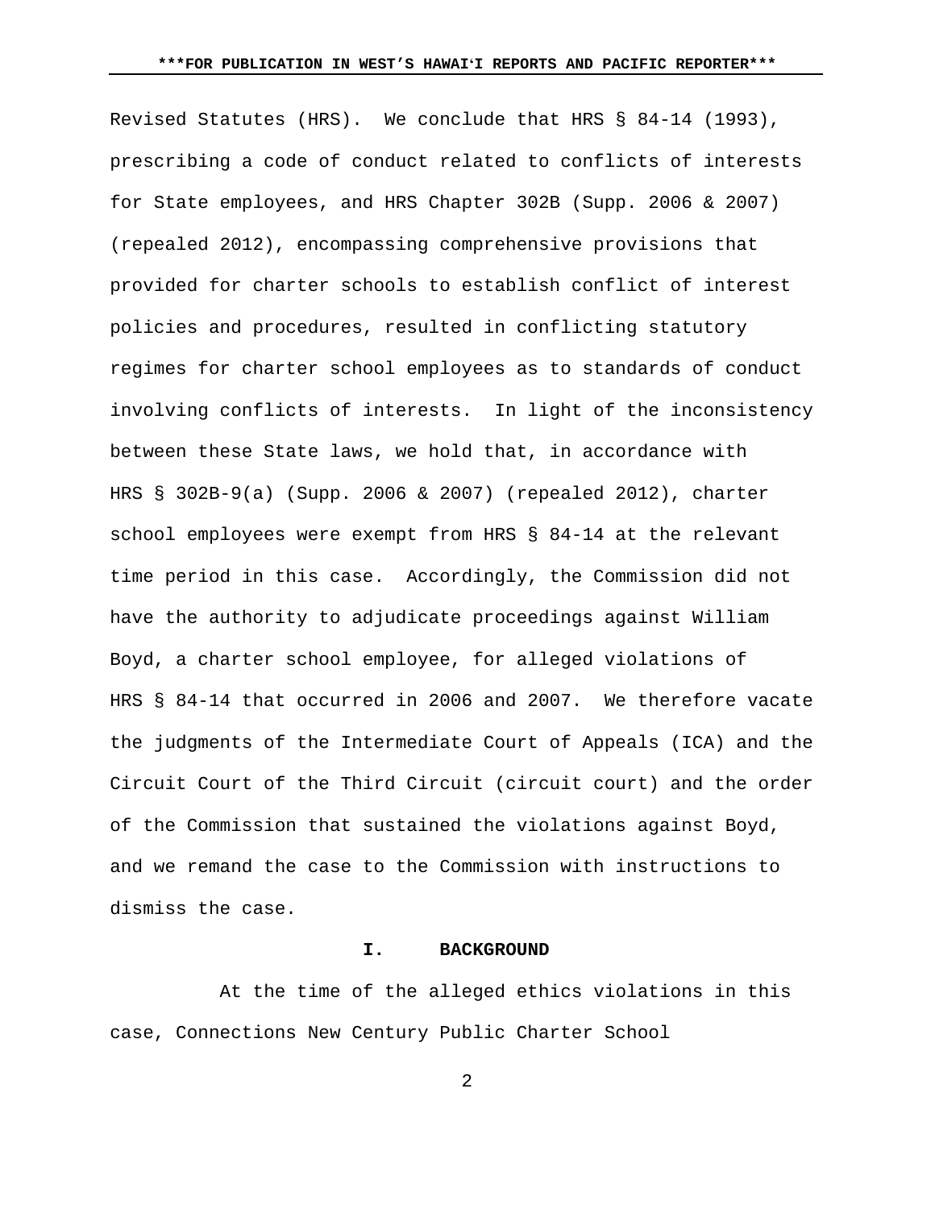Revised Statutes (HRS). We conclude that HRS § 84-14 (1993), prescribing a code of conduct related to conflicts of interests for State employees, and HRS Chapter 302B (Supp. 2006 & 2007) (repealed 2012), encompassing comprehensive provisions that provided for charter schools to establish conflict of interest policies and procedures, resulted in conflicting statutory regimes for charter school employees as to standards of conduct involving conflicts of interests. In light of the inconsistency between these State laws, we hold that, in accordance with HRS § 302B-9(a) (Supp. 2006 & 2007) (repealed 2012), charter school employees were exempt from HRS § 84-14 at the relevant time period in this case. Accordingly, the Commission did not have the authority to adjudicate proceedings against William Boyd, a charter school employee, for alleged violations of HRS § 84-14 that occurred in 2006 and 2007. We therefore vacate the judgments of the Intermediate Court of Appeals (ICA) and the Circuit Court of the Third Circuit (circuit court) and the order of the Commission that sustained the violations against Boyd, and we remand the case to the Commission with instructions to dismiss the case.

## I. BACKGROUND

At the time of the alleged ethics violations in this case, Connections New Century Public Charter School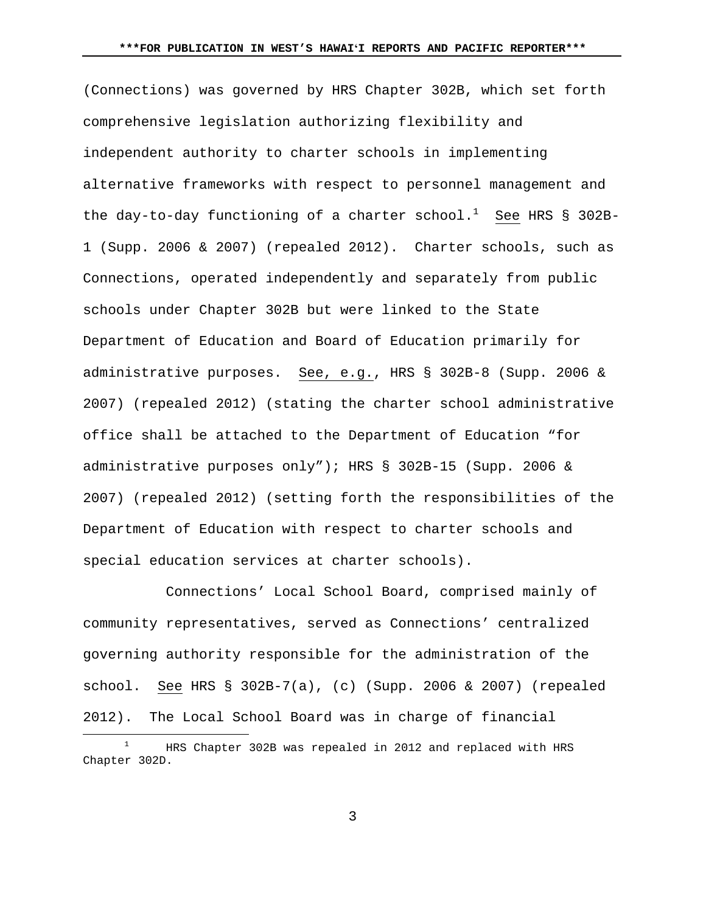(Connections) was governed by HRS Chapter 302B, which set forth comprehensive legislation authorizing flexibility and independent authority to charter schools in implementing alternative frameworks with respect to personnel management and the day-to-day functioning of a charter school.[1] See HRS § 302B-1 (Supp. 2006 & 2007) (repealed 2012). Charter schools, such as Connections, operated independently and separately from public schools under Chapter 302B but were linked to the State Department of Education and Board of Education primarily for administrative purposes. See, e.g., HRS § 302B-8 (Supp. 2006 & 2007) (repealed 2012) (stating the charter school administrative office shall be attached to the Department of Education "for administrative purposes only"); HRS § 302B-15 (Supp. 2006 & 2007) (repealed 2012) (setting forth the responsibilities of the Department of Education with respect to charter schools and special education services at charter schools).

Connections' Local School Board, comprised mainly of community representatives, served as Connections' centralized governing authority responsible for the administration of the school. See HRS § 302B-7(a), (c) (Supp. 2006 & 2007) (repealed 2012). The Local School Board was in charge of financial

---

[1] HRS Chapter 302B was repealed in 2012 and replaced with HRS Chapter 302D.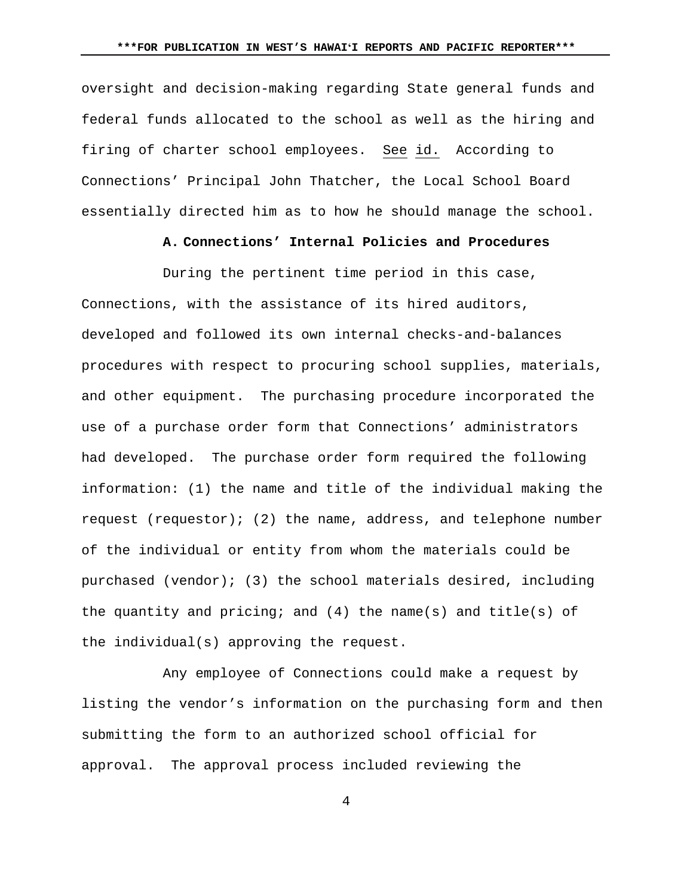oversight and decision-making regarding State general funds and federal funds allocated to the school as well as the hiring and firing of charter school employees. See id. According to Connections' Principal John Thatcher, the Local School Board essentially directed him as to how he should manage the school.

### A. Connections' Internal Policies and Procedures

During the pertinent time period in this case, Connections, with the assistance of its hired auditors, developed and followed its own internal checks-and-balances procedures with respect to procuring school supplies, materials, and other equipment. The purchasing procedure incorporated the use of a purchase order form that Connections' administrators had developed. The purchase order form required the following information: (1) the name and title of the individual making the request (requestor); (2) the name, address, and telephone number of the individual or entity from whom the materials could be purchased (vendor); (3) the school materials desired, including the quantity and pricing; and (4) the name(s) and title(s) of the individual(s) approving the request.

Any employee of Connections could make a request by listing the vendor's information on the purchasing form and then submitting the form to an authorized school official for approval. The approval process included reviewing the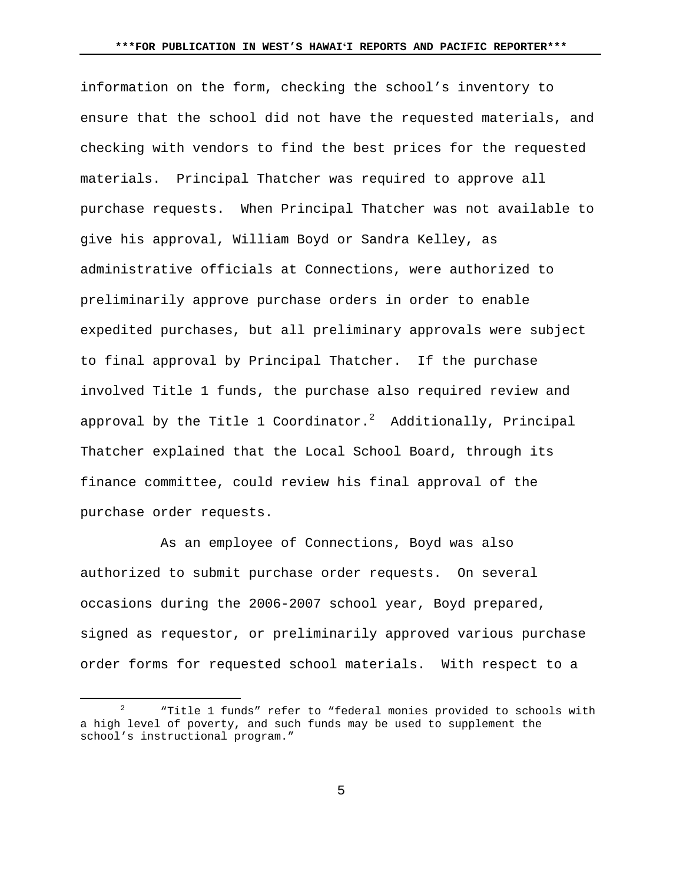information on the form, checking the school's inventory to ensure that the school did not have the requested materials, and checking with vendors to find the best prices for the requested materials. Principal Thatcher was required to approve all purchase requests. When Principal Thatcher was not available to give his approval, William Boyd or Sandra Kelley, as administrative officials at Connections, were authorized to preliminarily approve purchase orders in order to enable expedited purchases, but all preliminary approvals were subject to final approval by Principal Thatcher. If the purchase involved Title 1 funds, the purchase also required review and approval by the Title 1 Coordinator.[2] Additionally, Principal Thatcher explained that the Local School Board, through its finance committee, could review his final approval of the purchase order requests.

As an employee of Connections, Boyd was also authorized to submit purchase order requests. On several occasions during the 2006-2007 school year, Boyd prepared, signed as requestor, or preliminarily approved various purchase order forms for requested school materials. With respect to a

---

[2] "Title 1 funds" refer to "federal monies provided to schools with a high level of poverty, and such funds may be used to supplement the school's instructional program."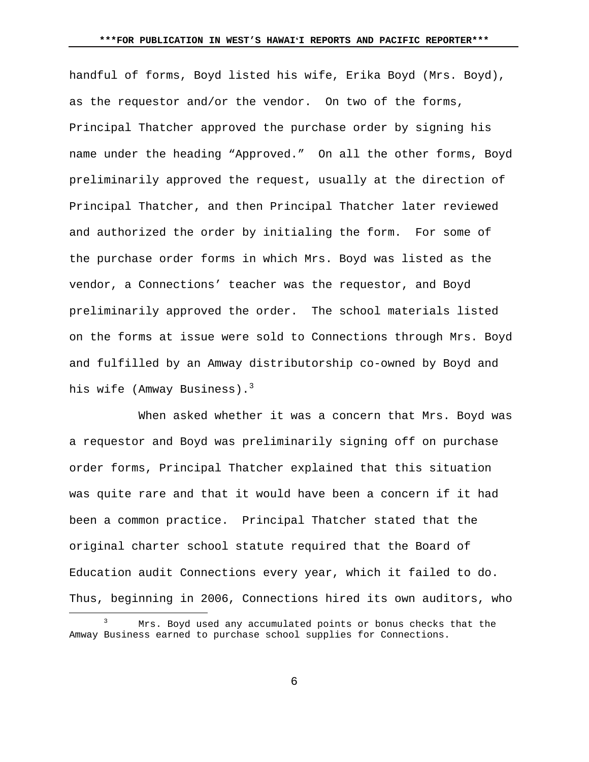handful of forms, Boyd listed his wife, Erika Boyd (Mrs. Boyd), as the requestor and/or the vendor. On two of the forms, Principal Thatcher approved the purchase order by signing his name under the heading "Approved." On all the other forms, Boyd preliminarily approved the request, usually at the direction of Principal Thatcher, and then Principal Thatcher later reviewed and authorized the order by initialing the form. For some of the purchase order forms in which Mrs. Boyd was listed as the vendor, a Connections' teacher was the requestor, and Boyd preliminarily approved the order. The school materials listed on the forms at issue were sold to Connections through Mrs. Boyd and fulfilled by an Amway distributorship co-owned by Boyd and his wife (Amway Business).[3]

When asked whether it was a concern that Mrs. Boyd was a requestor and Boyd was preliminarily signing off on purchase order forms, Principal Thatcher explained that this situation was quite rare and that it would have been a concern if it had been a common practice. Principal Thatcher stated that the original charter school statute required that the Board of Education audit Connections every year, which it failed to do. Thus, beginning in 2006, Connections hired its own auditors, who

[3] Mrs. Boyd used any accumulated points or bonus checks that the Amway Business earned to purchase school supplies for Connections.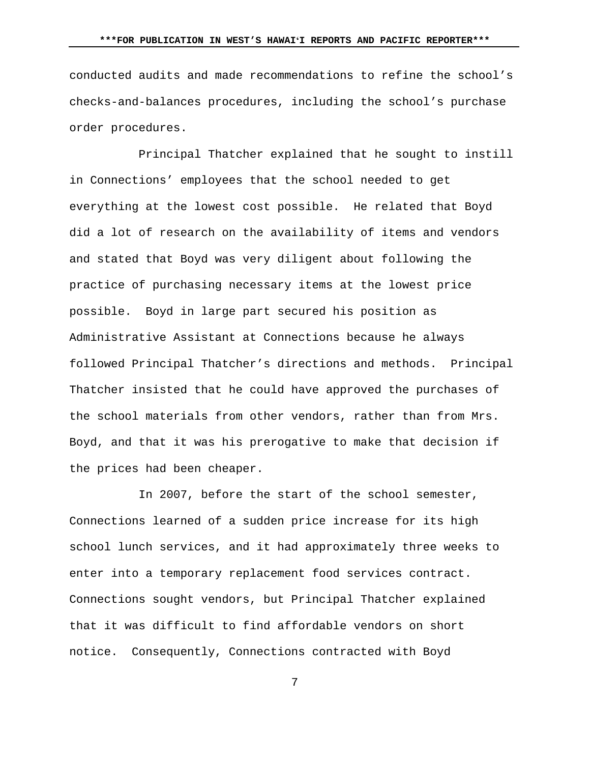conducted audits and made recommendations to refine the school's checks-and-balances procedures, including the school's purchase order procedures.

Principal Thatcher explained that he sought to instill in Connections' employees that the school needed to get everything at the lowest cost possible. He related that Boyd did a lot of research on the availability of items and vendors and stated that Boyd was very diligent about following the practice of purchasing necessary items at the lowest price possible. Boyd in large part secured his position as Administrative Assistant at Connections because he always followed Principal Thatcher's directions and methods. Principal Thatcher insisted that he could have approved the purchases of the school materials from other vendors, rather than from Mrs. Boyd, and that it was his prerogative to make that decision if the prices had been cheaper.

In 2007, before the start of the school semester, Connections learned of a sudden price increase for its high school lunch services, and it had approximately three weeks to enter into a temporary replacement food services contract. Connections sought vendors, but Principal Thatcher explained that it was difficult to find affordable vendors on short notice. Consequently, Connections contracted with Boyd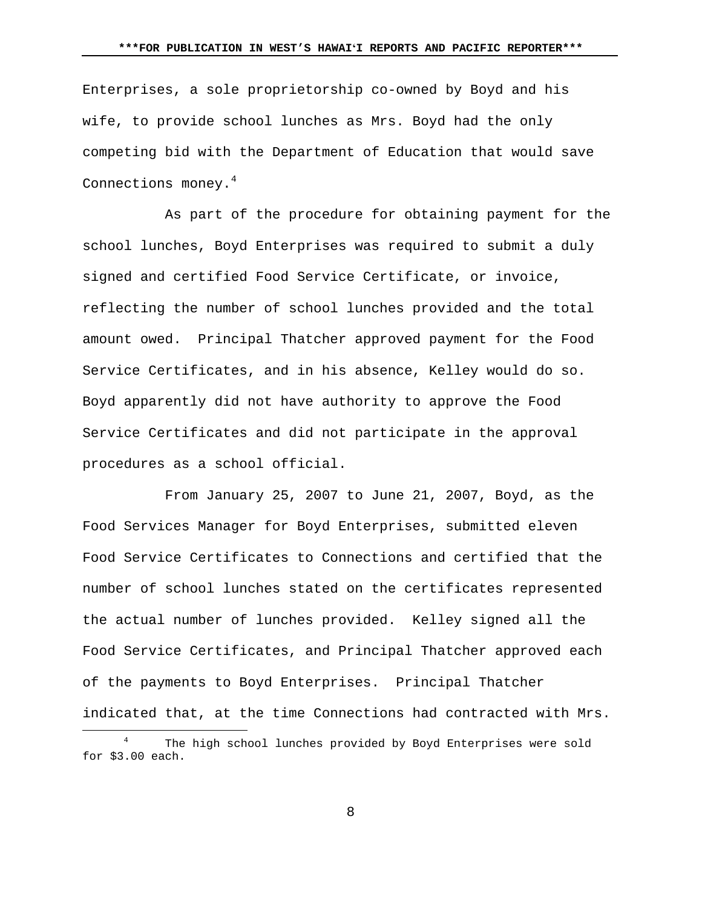Enterprises, a sole proprietorship co-owned by Boyd and his wife, to provide school lunches as Mrs. Boyd had the only competing bid with the Department of Education that would save Connections money.[4]

As part of the procedure for obtaining payment for the school lunches, Boyd Enterprises was required to submit a duly signed and certified Food Service Certificate, or invoice, reflecting the number of school lunches provided and the total amount owed. Principal Thatcher approved payment for the Food Service Certificates, and in his absence, Kelley would do so. Boyd apparently did not have authority to approve the Food Service Certificates and did not participate in the approval procedures as a school official.

From January 25, 2007 to June 21, 2007, Boyd, as the Food Services Manager for Boyd Enterprises, submitted eleven Food Service Certificates to Connections and certified that the number of school lunches stated on the certificates represented the actual number of lunches provided. Kelley signed all the Food Service Certificates, and Principal Thatcher approved each of the payments to Boyd Enterprises. Principal Thatcher indicated that, at the time Connections had contracted with Mrs.

[4] The high school lunches provided by Boyd Enterprises were sold for $3.00 each.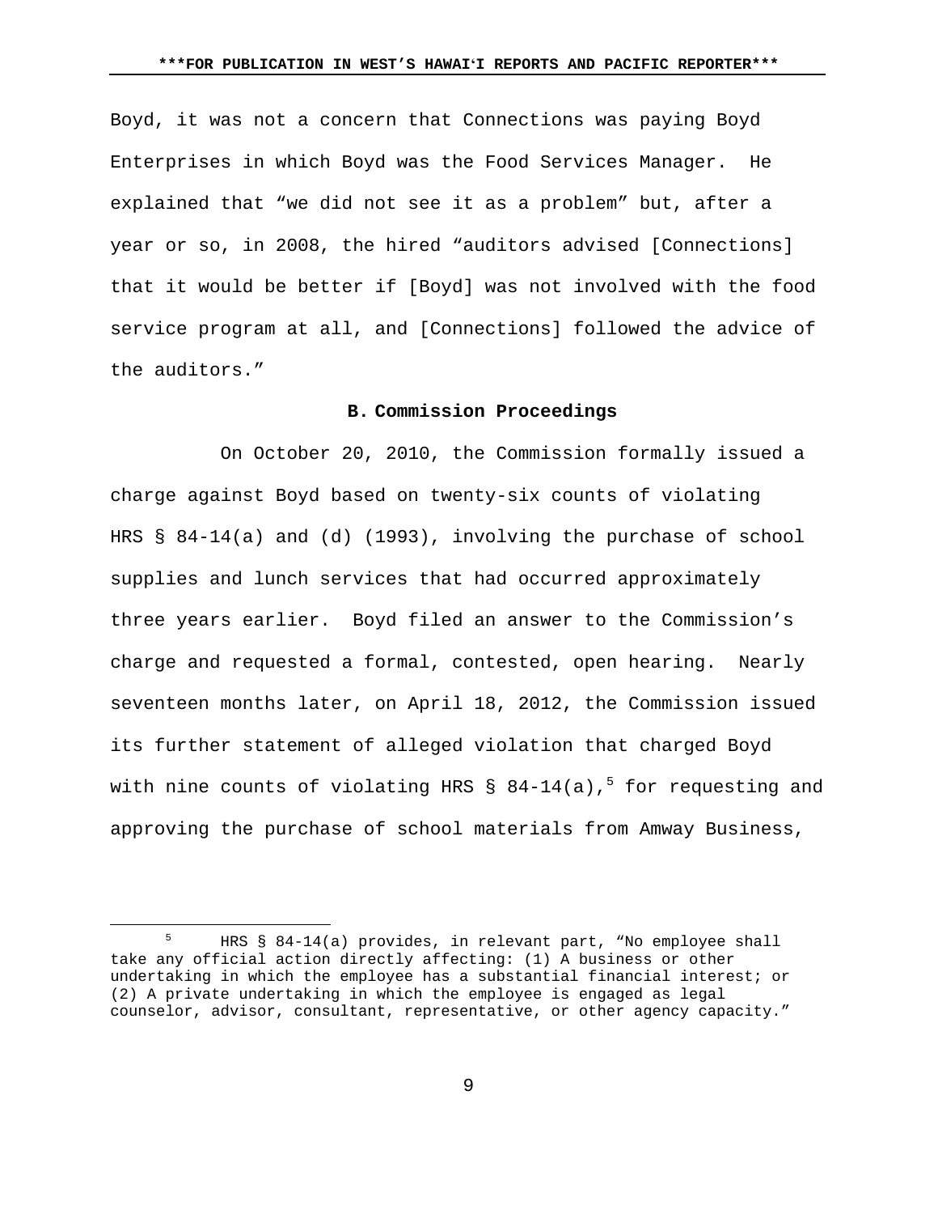Boyd, it was not a concern that Connections was paying Boyd Enterprises in which Boyd was the Food Services Manager. He explained that "we did not see it as a problem" but, after a year or so, in 2008, the hired "auditors advised [Connections] that it would be better if [Boyd] was not involved with the food service program at all, and [Connections] followed the advice of the auditors."

### B. Commission Proceedings

On October 20, 2010, the Commission formally issued a charge against Boyd based on twenty-six counts of violating HRS § 84-14(a) and (d) (1993), involving the purchase of school supplies and lunch services that had occurred approximately three years earlier. Boyd filed an answer to the Commission's charge and requested a formal, contested, open hearing. Nearly seventeen months later, on April 18, 2012, the Commission issued its further statement of alleged violation that charged Boyd with nine counts of violating HRS § 84-14(a),[5] for requesting and approving the purchase of school materials from Amway Business,

---

[5] HRS § 84-14(a) provides, in relevant part, "No employee shall take any official action directly affecting: (1) A business or other undertaking in which the employee has a substantial financial interest; or (2) A private undertaking in which the employee is engaged as legal counselor, advisor, consultant, representative, or other agency capacity."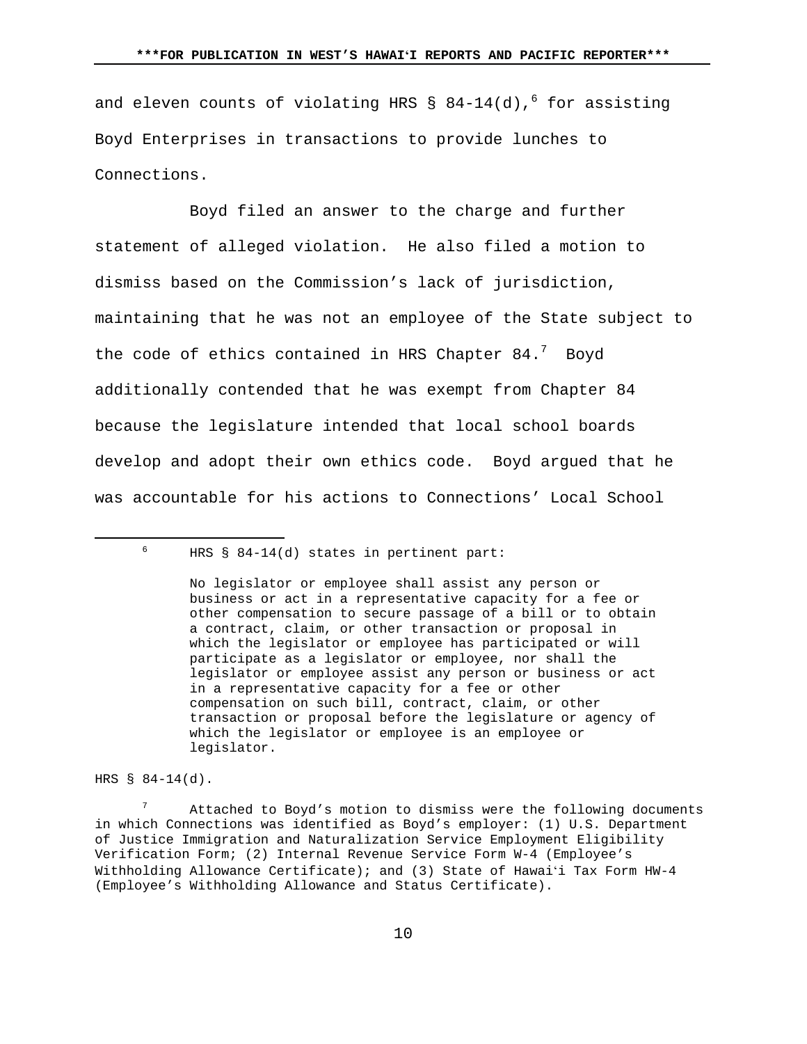and eleven counts of violating HRS § 84-14(d),[6] for assisting Boyd Enterprises in transactions to provide lunches to Connections.

Boyd filed an answer to the charge and further statement of alleged violation. He also filed a motion to dismiss based on the Commission's lack of jurisdiction, maintaining that he was not an employee of the State subject to the code of ethics contained in HRS Chapter 84.[7] Boyd additionally contended that he was exempt from Chapter 84 because the legislature intended that local school boards develop and adopt their own ethics code. Boyd argued that he was accountable for his actions to Connections' Local School

---

[6] HRS § 84-14(d) states in pertinent part:

> No legislator or employee shall assist any person or business or act in a representative capacity for a fee or other compensation to secure passage of a bill or to obtain a contract, claim, or other transaction or proposal in which the legislator or employee has participated or will participate as a legislator or employee, nor shall the legislator or employee assist any person or business or act in a representative capacity for a fee or other compensation on such bill, contract, claim, or other transaction or proposal before the legislature or agency of which the legislator or employee is an employee or legislator.

HRS § 84-14(d).

[7] Attached to Boyd's motion to dismiss were the following documents in which Connections was identified as Boyd's employer: (1) U.S. Department of Justice Immigration and Naturalization Service Employment Eligibility Verification Form; (2) Internal Revenue Service Form W-4 (Employee's Withholding Allowance Certificate); and (3) State of Hawaiʻi Tax Form HW-4 (Employee's Withholding Allowance and Status Certificate).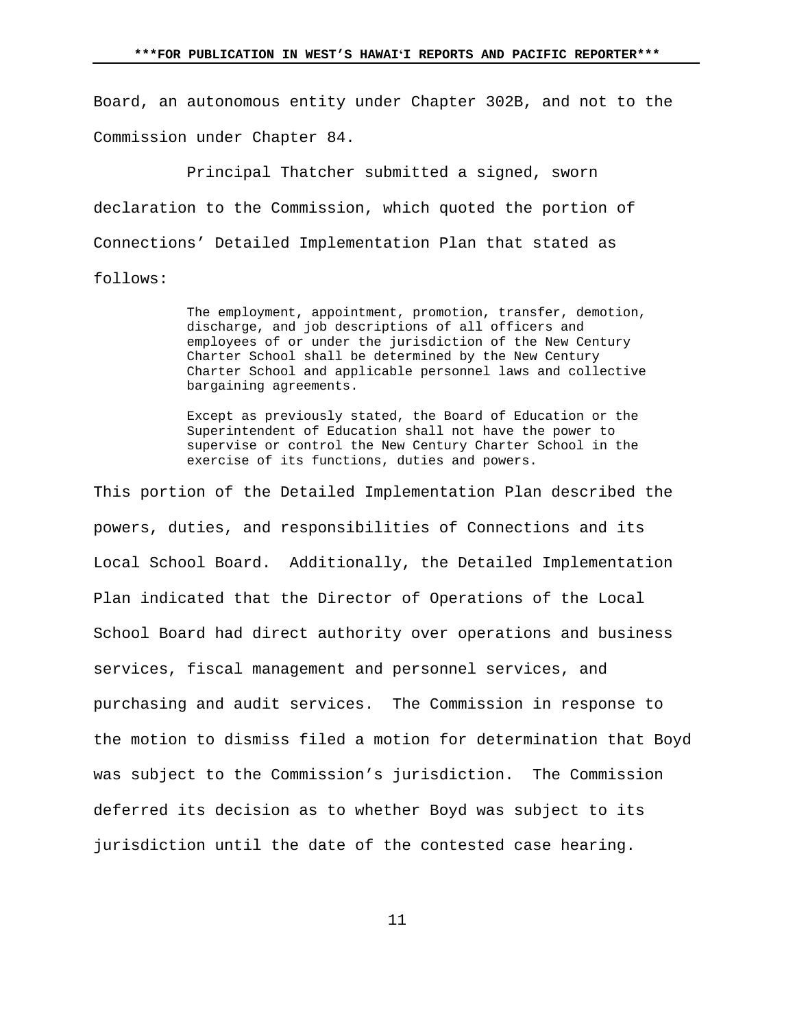Board, an autonomous entity under Chapter 302B, and not to the Commission under Chapter 84.

Principal Thatcher submitted a signed, sworn declaration to the Commission, which quoted the portion of Connections' Detailed Implementation Plan that stated as follows:

> The employment, appointment, promotion, transfer, demotion, discharge, and job descriptions of all officers and employees of or under the jurisdiction of the New Century Charter School shall be determined by the New Century Charter School and applicable personnel laws and collective bargaining agreements.
>
> Except as previously stated, the Board of Education or the Superintendent of Education shall not have the power to supervise or control the New Century Charter School in the exercise of its functions, duties and powers.

This portion of the Detailed Implementation Plan described the powers, duties, and responsibilities of Connections and its Local School Board. Additionally, the Detailed Implementation Plan indicated that the Director of Operations of the Local School Board had direct authority over operations and business services, fiscal management and personnel services, and purchasing and audit services. The Commission in response to the motion to dismiss filed a motion for determination that Boyd was subject to the Commission's jurisdiction. The Commission deferred its decision as to whether Boyd was subject to its jurisdiction until the date of the contested case hearing.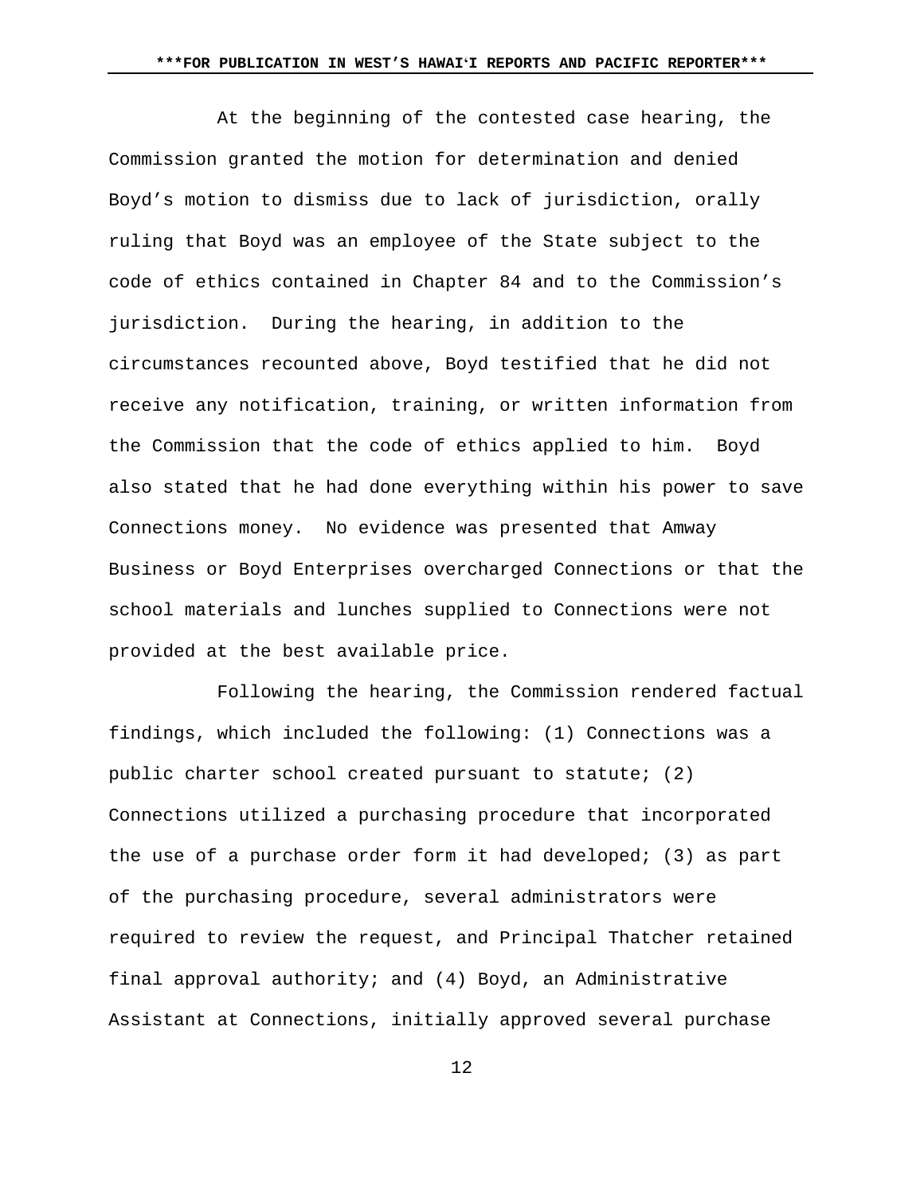At the beginning of the contested case hearing, the Commission granted the motion for determination and denied Boyd's motion to dismiss due to lack of jurisdiction, orally ruling that Boyd was an employee of the State subject to the code of ethics contained in Chapter 84 and to the Commission's jurisdiction. During the hearing, in addition to the circumstances recounted above, Boyd testified that he did not receive any notification, training, or written information from the Commission that the code of ethics applied to him. Boyd also stated that he had done everything within his power to save Connections money. No evidence was presented that Amway Business or Boyd Enterprises overcharged Connections or that the school materials and lunches supplied to Connections were not provided at the best available price.

Following the hearing, the Commission rendered factual findings, which included the following: (1) Connections was a public charter school created pursuant to statute; (2) Connections utilized a purchasing procedure that incorporated the use of a purchase order form it had developed; (3) as part of the purchasing procedure, several administrators were required to review the request, and Principal Thatcher retained final approval authority; and (4) Boyd, an Administrative Assistant at Connections, initially approved several purchase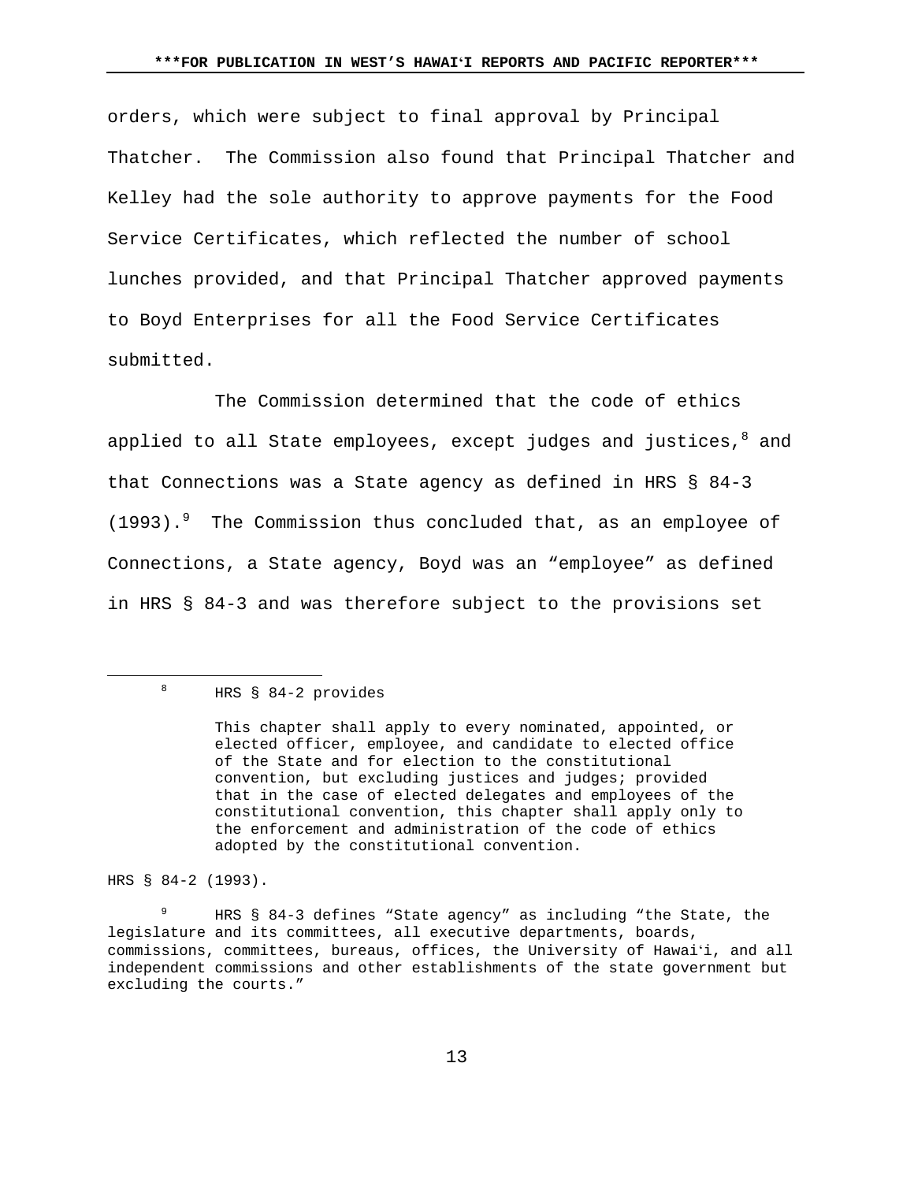orders, which were subject to final approval by Principal Thatcher. The Commission also found that Principal Thatcher and Kelley had the sole authority to approve payments for the Food Service Certificates, which reflected the number of school lunches provided, and that Principal Thatcher approved payments to Boyd Enterprises for all the Food Service Certificates submitted.

The Commission determined that the code of ethics applied to all State employees, except judges and justices,[8] and that Connections was a State agency as defined in HRS § 84-3 (1993).[9] The Commission thus concluded that, as an employee of Connections, a State agency, Boyd was an "employee" as defined in HRS § 84-3 and was therefore subject to the provisions set

---

[8] HRS § 84-2 provides

> This chapter shall apply to every nominated, appointed, or elected officer, employee, and candidate to elected office of the State and for election to the constitutional convention, but excluding justices and judges; provided that in the case of elected delegates and employees of the constitutional convention, this chapter shall apply only to the enforcement and administration of the code of ethics adopted by the constitutional convention.

HRS § 84-2 (1993).

[9] HRS § 84-3 defines "State agency" as including "the State, the legislature and its committees, all executive departments, boards, commissions, committees, bureaus, offices, the University of Hawaiʻi, and all independent commissions and other establishments of the state government but excluding the courts."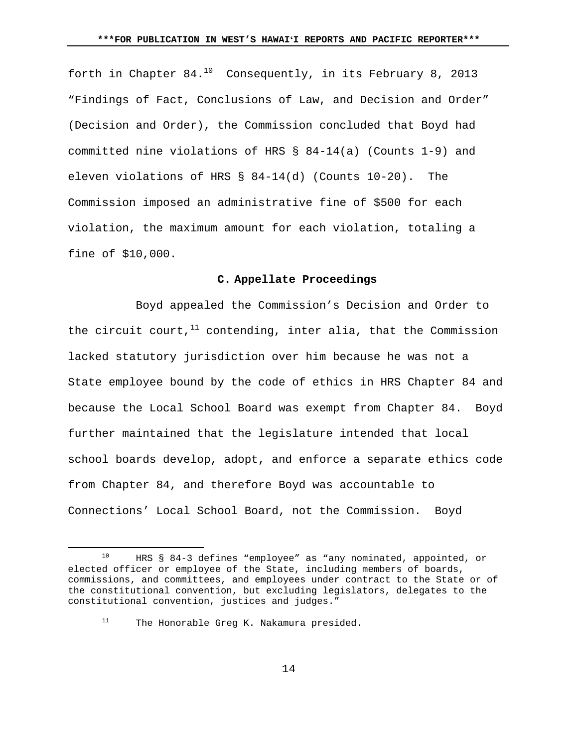forth in Chapter 84.[10] Consequently, in its February 8, 2013 "Findings of Fact, Conclusions of Law, and Decision and Order" (Decision and Order), the Commission concluded that Boyd had committed nine violations of HRS § 84-14(a) (Counts 1-9) and eleven violations of HRS § 84-14(d) (Counts 10-20). The Commission imposed an administrative fine of $500 for each violation, the maximum amount for each violation, totaling a fine of $10,000.

### C. Appellate Proceedings

Boyd appealed the Commission's Decision and Order to the circuit court,[11] contending, inter alia, that the Commission lacked statutory jurisdiction over him because he was not a State employee bound by the code of ethics in HRS Chapter 84 and because the Local School Board was exempt from Chapter 84. Boyd further maintained that the legislature intended that local school boards develop, adopt, and enforce a separate ethics code from Chapter 84, and therefore Boyd was accountable to Connections' Local School Board, not the Commission. Boyd

---

[10] HRS § 84-3 defines "employee" as "any nominated, appointed, or elected officer or employee of the State, including members of boards, commissions, and committees, and employees under contract to the State or of the constitutional convention, but excluding legislators, delegates to the constitutional convention, justices and judges."

[11] The Honorable Greg K. Nakamura presided.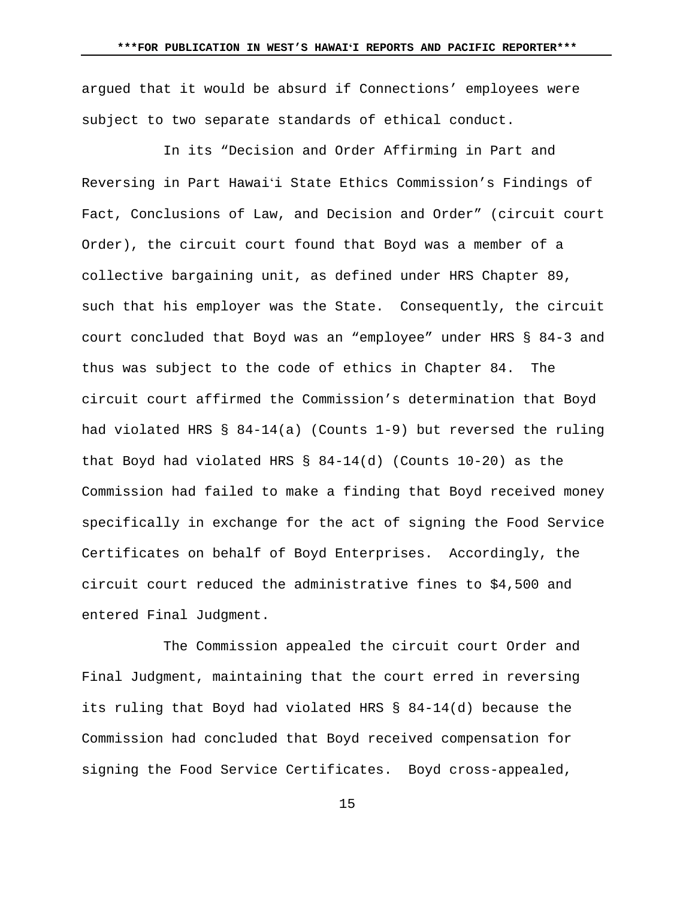argued that it would be absurd if Connections' employees were subject to two separate standards of ethical conduct.

In its "Decision and Order Affirming in Part and Reversing in Part Hawaiʻi State Ethics Commission's Findings of Fact, Conclusions of Law, and Decision and Order" (circuit court Order), the circuit court found that Boyd was a member of a collective bargaining unit, as defined under HRS Chapter 89, such that his employer was the State. Consequently, the circuit court concluded that Boyd was an "employee" under HRS § 84-3 and thus was subject to the code of ethics in Chapter 84. The circuit court affirmed the Commission's determination that Boyd had violated HRS § 84-14(a) (Counts 1-9) but reversed the ruling that Boyd had violated HRS § 84-14(d) (Counts 10-20) as the Commission had failed to make a finding that Boyd received money specifically in exchange for the act of signing the Food Service Certificates on behalf of Boyd Enterprises. Accordingly, the circuit court reduced the administrative fines to $4,500 and entered Final Judgment.

The Commission appealed the circuit court Order and Final Judgment, maintaining that the court erred in reversing its ruling that Boyd had violated HRS § 84-14(d) because the Commission had concluded that Boyd received compensation for signing the Food Service Certificates. Boyd cross-appealed,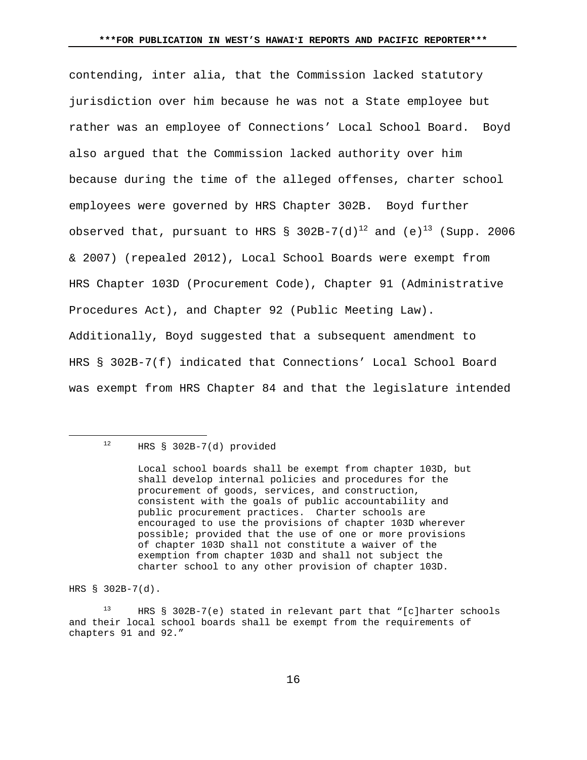contending, inter alia, that the Commission lacked statutory jurisdiction over him because he was not a State employee but rather was an employee of Connections' Local School Board. Boyd also argued that the Commission lacked authority over him because during the time of the alleged offenses, charter school employees were governed by HRS Chapter 302B. Boyd further observed that, pursuant to HRS § 302B-7(d)[12] and (e)[13] (Supp. 2006 & 2007) (repealed 2012), Local School Boards were exempt from HRS Chapter 103D (Procurement Code), Chapter 91 (Administrative Procedures Act), and Chapter 92 (Public Meeting Law). Additionally, Boyd suggested that a subsequent amendment to HRS § 302B-7(f) indicated that Connections' Local School Board was exempt from HRS Chapter 84 and that the legislature intended

---

[12] HRS § 302B-7(d) provided

> Local school boards shall be exempt from chapter 103D, but shall develop internal policies and procedures for the procurement of goods, services, and construction, consistent with the goals of public accountability and public procurement practices. Charter schools are encouraged to use the provisions of chapter 103D wherever possible; provided that the use of one or more provisions of chapter 103D shall not constitute a waiver of the exemption from chapter 103D and shall not subject the charter school to any other provision of chapter 103D.

HRS § 302B-7(d).

[13] HRS § 302B-7(e) stated in relevant part that "[c]harter schools and their local school boards shall be exempt from the requirements of chapters 91 and 92."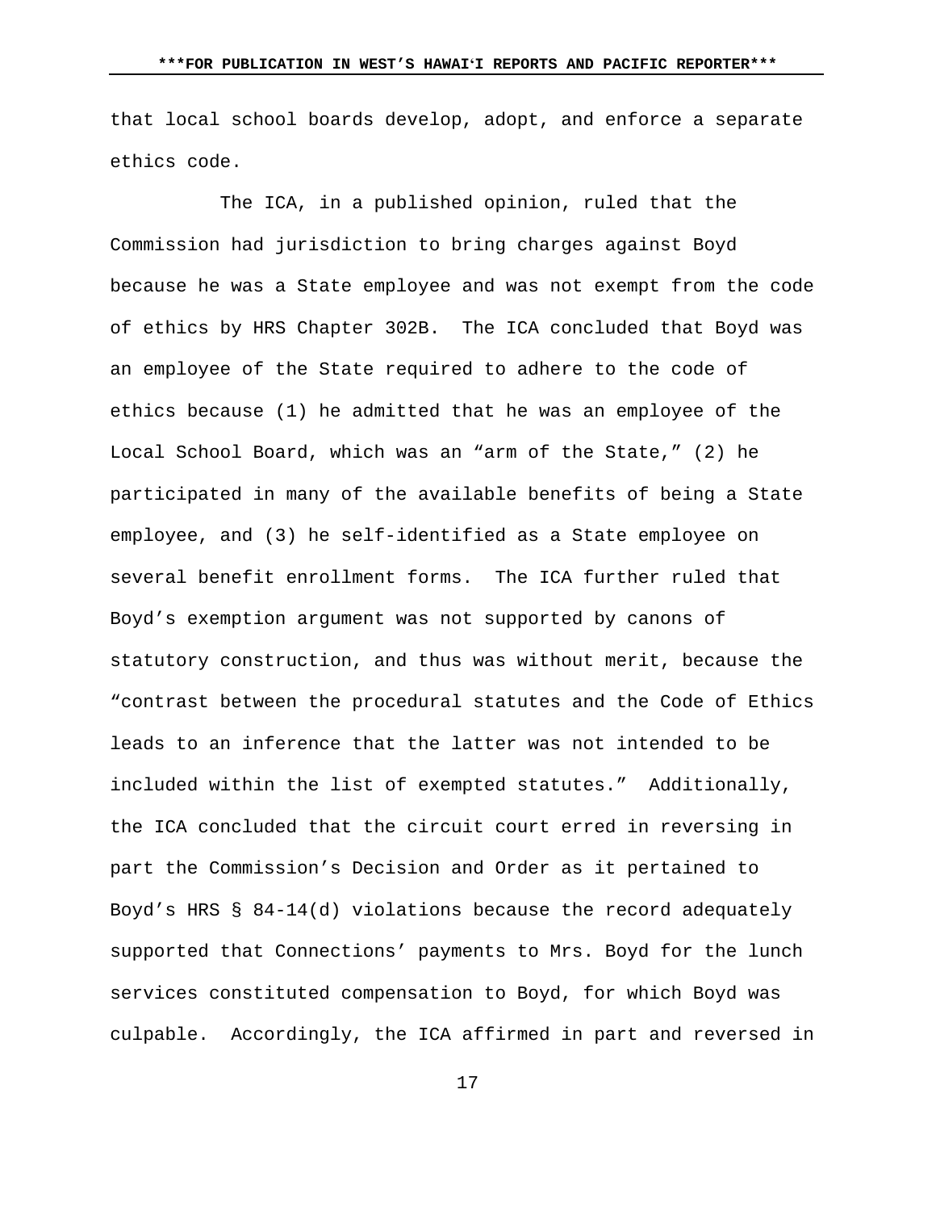that local school boards develop, adopt, and enforce a separate ethics code.

The ICA, in a published opinion, ruled that the Commission had jurisdiction to bring charges against Boyd because he was a State employee and was not exempt from the code of ethics by HRS Chapter 302B. The ICA concluded that Boyd was an employee of the State required to adhere to the code of ethics because (1) he admitted that he was an employee of the Local School Board, which was an "arm of the State," (2) he participated in many of the available benefits of being a State employee, and (3) he self-identified as a State employee on several benefit enrollment forms. The ICA further ruled that Boyd's exemption argument was not supported by canons of statutory construction, and thus was without merit, because the "contrast between the procedural statutes and the Code of Ethics leads to an inference that the latter was not intended to be included within the list of exempted statutes." Additionally, the ICA concluded that the circuit court erred in reversing in part the Commission's Decision and Order as it pertained to Boyd's HRS § 84-14(d) violations because the record adequately supported that Connections' payments to Mrs. Boyd for the lunch services constituted compensation to Boyd, for which Boyd was culpable. Accordingly, the ICA affirmed in part and reversed in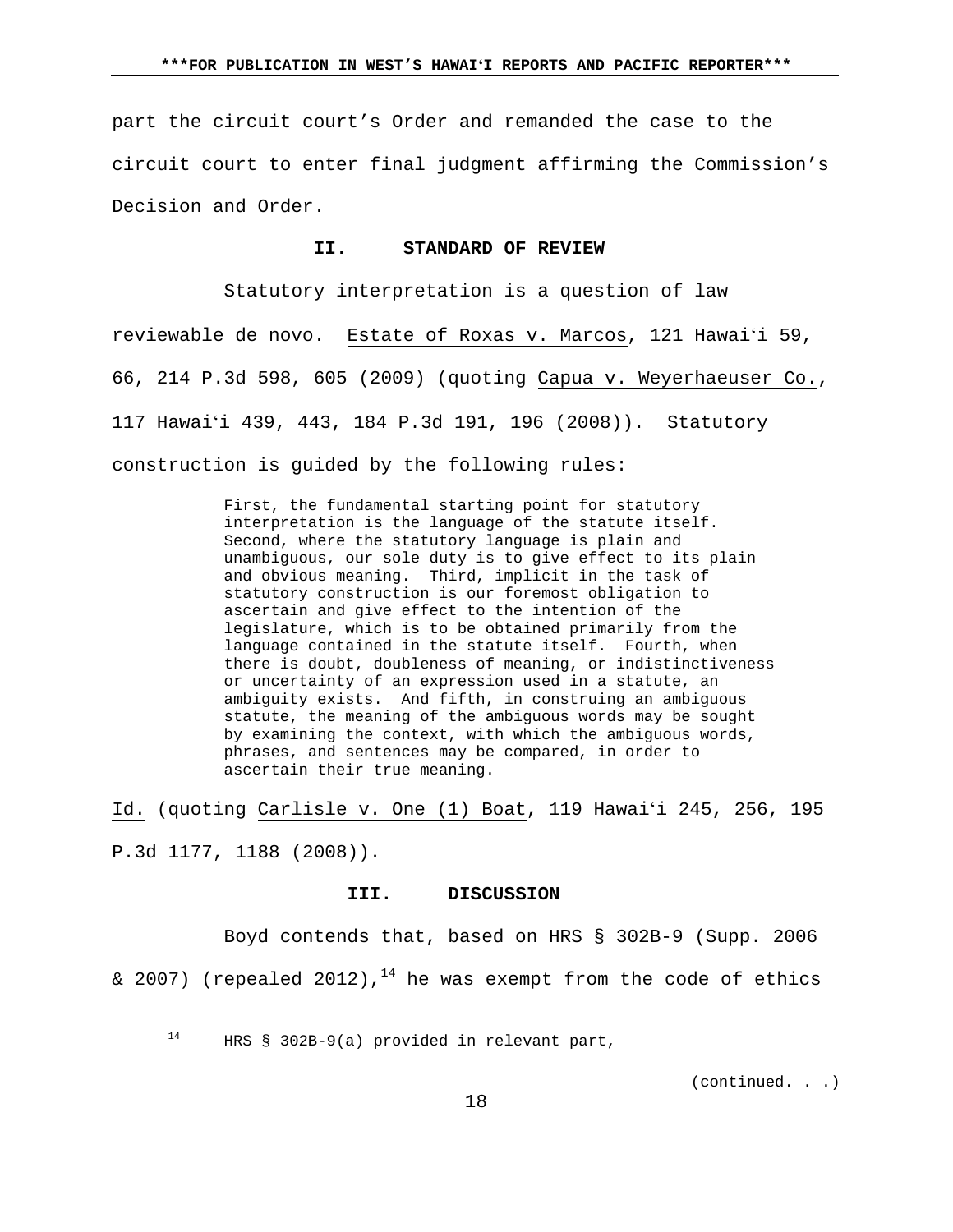part the circuit court's Order and remanded the case to the circuit court to enter final judgment affirming the Commission's Decision and Order.

## II. STANDARD OF REVIEW

Statutory interpretation is a question of law reviewable de novo. Estate of Roxas v. Marcos, 121 Hawaiʻi 59, 66, 214 P.3d 598, 605 (2009) (quoting Capua v. Weyerhaeuser Co., 117 Hawaiʻi 439, 443, 184 P.3d 191, 196 (2008)). Statutory construction is guided by the following rules:

> First, the fundamental starting point for statutory interpretation is the language of the statute itself. Second, where the statutory language is plain and unambiguous, our sole duty is to give effect to its plain and obvious meaning. Third, implicit in the task of statutory construction is our foremost obligation to ascertain and give effect to the intention of the legislature, which is to be obtained primarily from the language contained in the statute itself. Fourth, when there is doubt, doubleness of meaning, or indistinctiveness or uncertainty of an expression used in a statute, an ambiguity exists. And fifth, in construing an ambiguous statute, the meaning of the ambiguous words may be sought by examining the context, with which the ambiguous words, phrases, and sentences may be compared, in order to ascertain their true meaning.

Id. (quoting Carlisle v. One (1) Boat, 119 Hawaiʻi 245, 256, 195 P.3d 1177, 1188 (2008)).

## III. DISCUSSION

Boyd contends that, based on HRS § 302B-9 (Supp. 2006 & 2007) (repealed 2012),[14] he was exempt from the code of ethics

---

[14] HRS § 302B-9(a) provided in relevant part,

(continued. . .)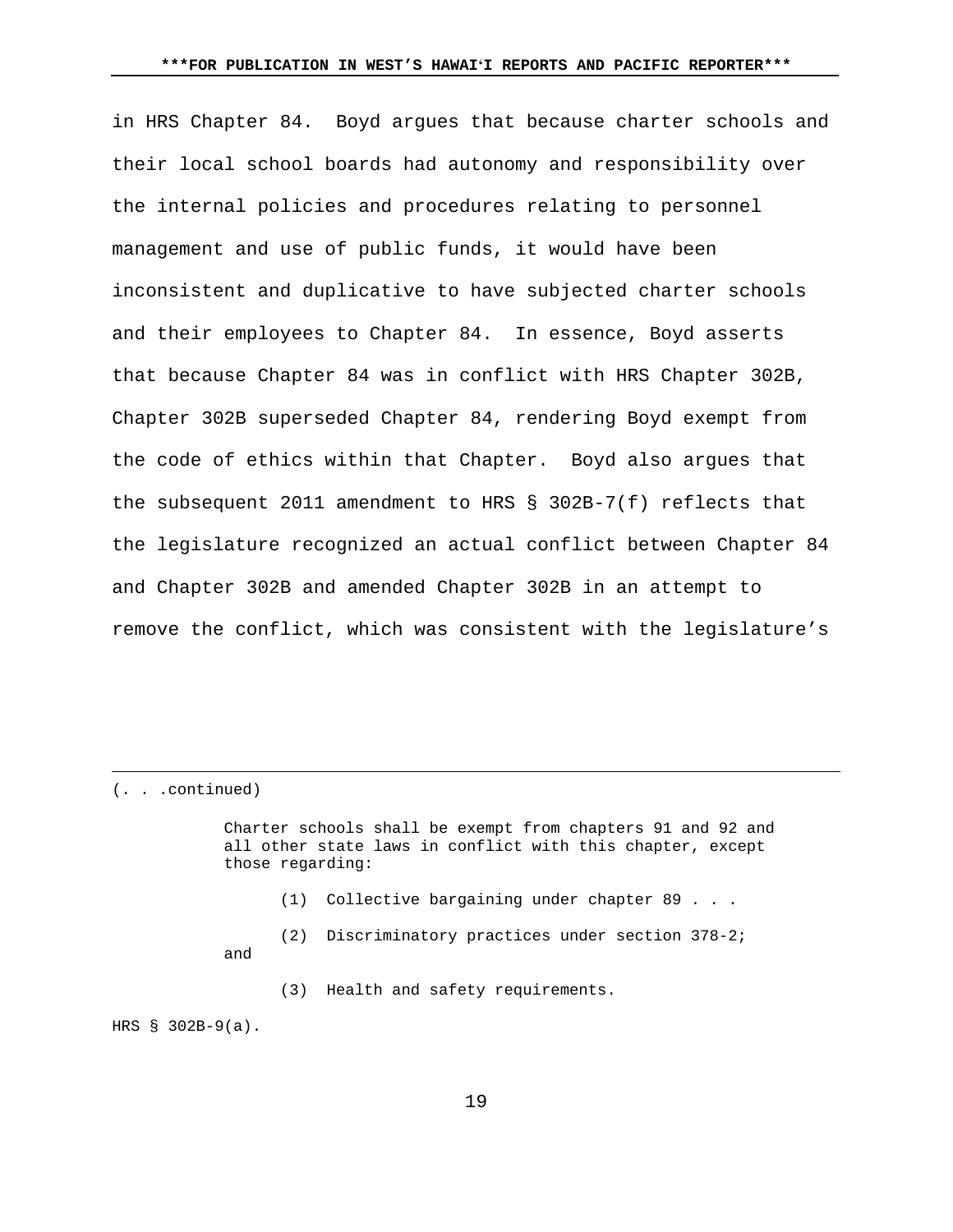in HRS Chapter 84. Boyd argues that because charter schools and their local school boards had autonomy and responsibility over the internal policies and procedures relating to personnel management and use of public funds, it would have been inconsistent and duplicative to have subjected charter schools and their employees to Chapter 84. In essence, Boyd asserts that because Chapter 84 was in conflict with HRS Chapter 302B, Chapter 302B superseded Chapter 84, rendering Boyd exempt from the code of ethics within that Chapter. Boyd also argues that the subsequent 2011 amendment to HRS § 302B-7(f) reflects that the legislature recognized an actual conflict between Chapter 84 and Chapter 302B and amended Chapter 302B in an attempt to remove the conflict, which was consistent with the legislature's

---

(. . .continued)

> Charter schools shall be exempt from chapters 91 and 92 and all other state laws in conflict with this chapter, except those regarding:
>
> (1) Collective bargaining under chapter 89 . . .
>
> (2) Discriminatory practices under section 378-2; and
>
> (3) Health and safety requirements.

HRS § 302B-9(a).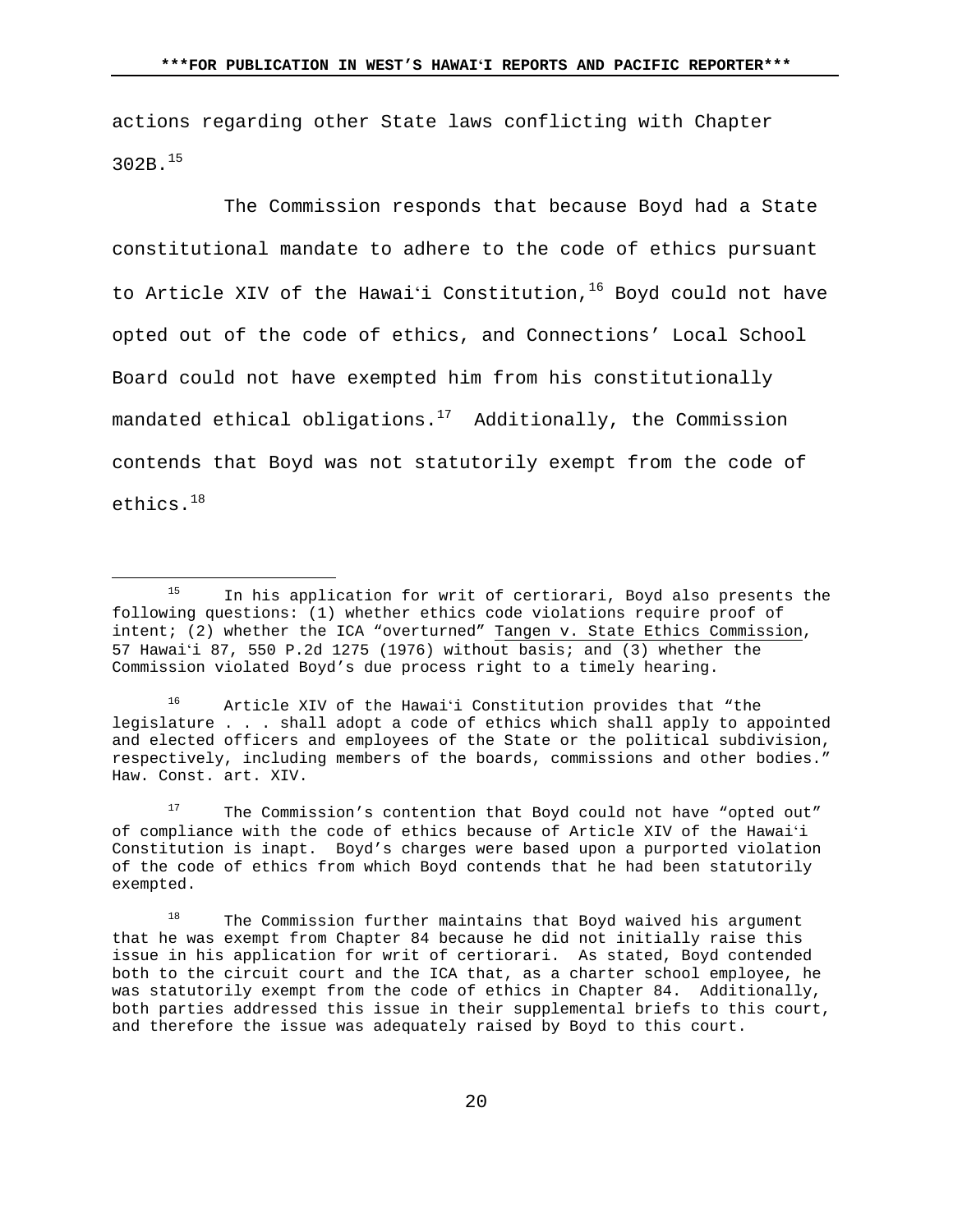actions regarding other State laws conflicting with Chapter 302B.[15]

The Commission responds that because Boyd had a State constitutional mandate to adhere to the code of ethics pursuant to Article XIV of the Hawaiʻi Constitution,[16] Boyd could not have opted out of the code of ethics, and Connections' Local School Board could not have exempted him from his constitutionally mandated ethical obligations.[17] Additionally, the Commission contends that Boyd was not statutorily exempt from the code of ethics.[18]

---

[15] In his application for writ of certiorari, Boyd also presents the following questions: (1) whether ethics code violations require proof of intent; (2) whether the ICA "overturned" Tangen v. State Ethics Commission, 57 Hawaiʻi 87, 550 P.2d 1275 (1976) without basis; and (3) whether the Commission violated Boyd's due process right to a timely hearing.

[16] Article XIV of the Hawaiʻi Constitution provides that "the legislature . . . shall adopt a code of ethics which shall apply to appointed and elected officers and employees of the State or the political subdivision, respectively, including members of the boards, commissions and other bodies." Haw. Const. art. XIV.

[17] The Commission's contention that Boyd could not have "opted out" of compliance with the code of ethics because of Article XIV of the Hawaiʻi Constitution is inapt. Boyd's charges were based upon a purported violation of the code of ethics from which Boyd contends that he had been statutorily exempted.

[18] The Commission further maintains that Boyd waived his argument that he was exempt from Chapter 84 because he did not initially raise this issue in his application for writ of certiorari. As stated, Boyd contended both to the circuit court and the ICA that, as a charter school employee, he was statutorily exempt from the code of ethics in Chapter 84. Additionally, both parties addressed this issue in their supplemental briefs to this court, and therefore the issue was adequately raised by Boyd to this court.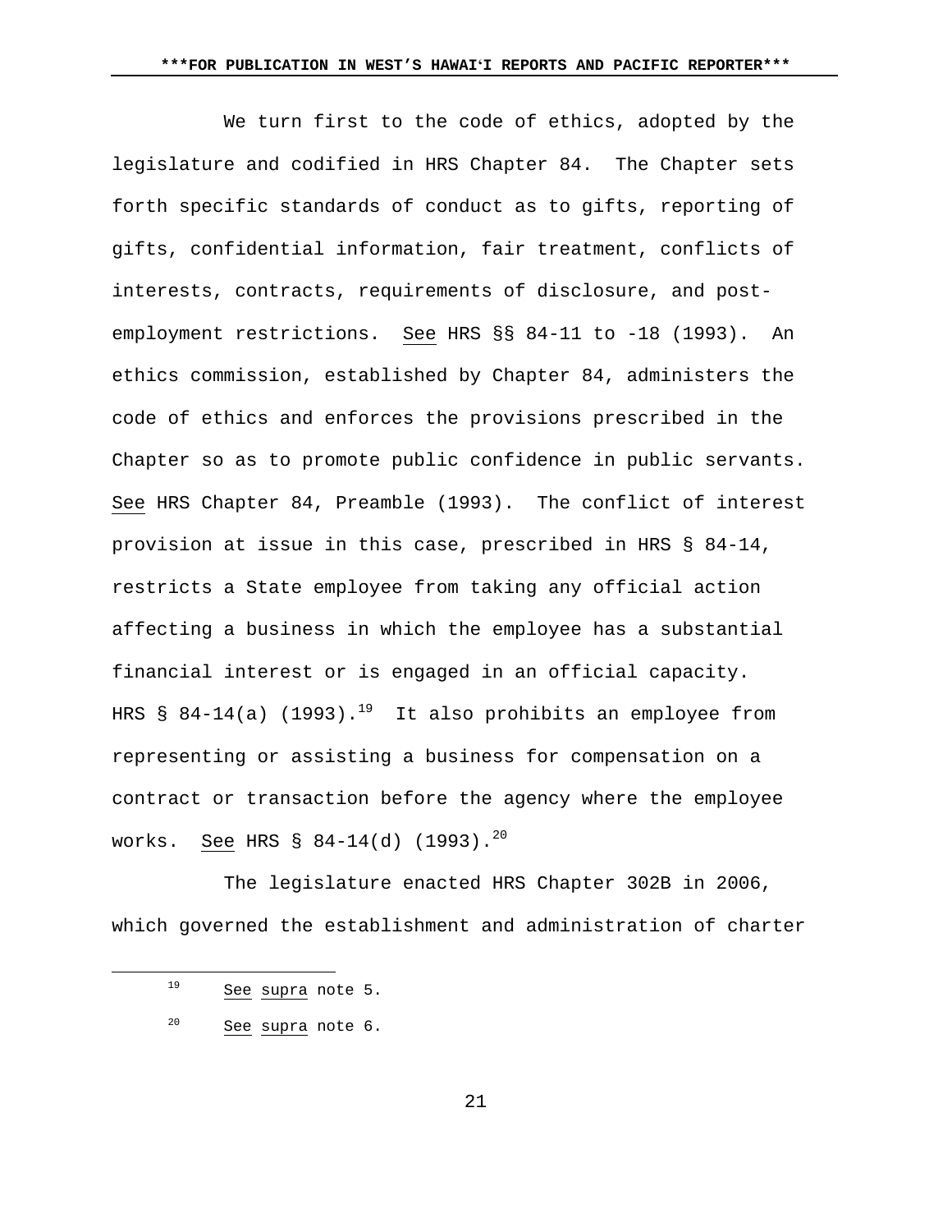We turn first to the code of ethics, adopted by the legislature and codified in HRS Chapter 84. The Chapter sets forth specific standards of conduct as to gifts, reporting of gifts, confidential information, fair treatment, conflicts of interests, contracts, requirements of disclosure, and post-employment restrictions. _See_ HRS §§ 84-11 to -18 (1993). An ethics commission, established by Chapter 84, administers the code of ethics and enforces the provisions prescribed in the Chapter so as to promote public confidence in public servants. _See_ HRS Chapter 84, Preamble (1993). The conflict of interest provision at issue in this case, prescribed in HRS § 84-14, restricts a State employee from taking any official action affecting a business in which the employee has a substantial financial interest or is engaged in an official capacity. HRS § 84-14(a) (1993).[19] It also prohibits an employee from representing or assisting a business for compensation on a contract or transaction before the agency where the employee works. _See_ HRS § 84-14(d) (1993).[20]

The legislature enacted HRS Chapter 302B in 2006, which governed the establishment and administration of charter

---

[19] _See_ _supra_ note 5.

[20] _See_ _supra_ note 6.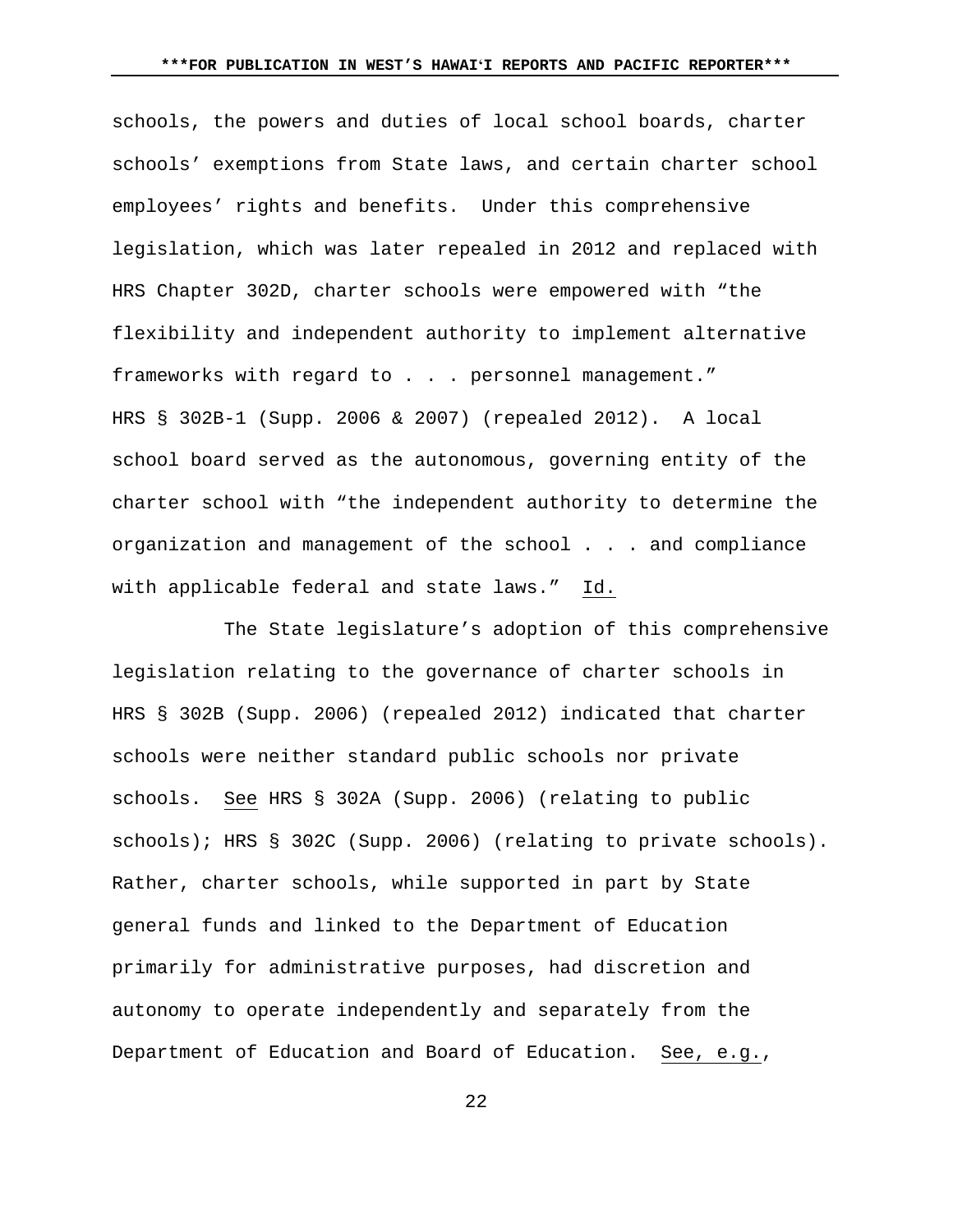schools, the powers and duties of local school boards, charter schools' exemptions from State laws, and certain charter school employees' rights and benefits. Under this comprehensive legislation, which was later repealed in 2012 and replaced with HRS Chapter 302D, charter schools were empowered with "the flexibility and independent authority to implement alternative frameworks with regard to . . . personnel management." HRS § 302B-1 (Supp. 2006 & 2007) (repealed 2012). A local school board served as the autonomous, governing entity of the charter school with "the independent authority to determine the organization and management of the school . . . and compliance with applicable federal and state laws." Id.

The State legislature's adoption of this comprehensive legislation relating to the governance of charter schools in HRS § 302B (Supp. 2006) (repealed 2012) indicated that charter schools were neither standard public schools nor private schools. See HRS § 302A (Supp. 2006) (relating to public schools); HRS § 302C (Supp. 2006) (relating to private schools). Rather, charter schools, while supported in part by State general funds and linked to the Department of Education primarily for administrative purposes, had discretion and autonomy to operate independently and separately from the Department of Education and Board of Education. See, e.g.,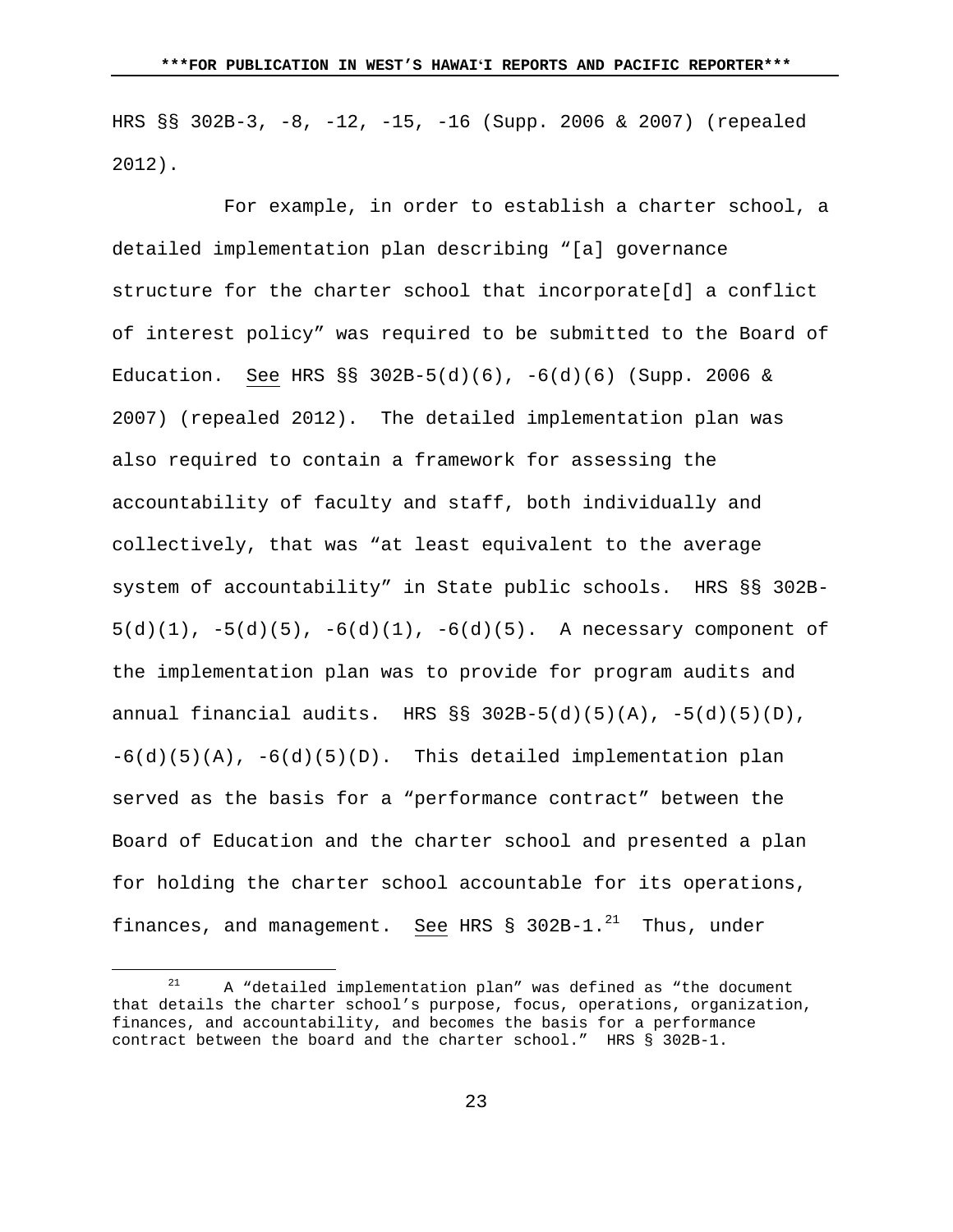HRS §§ 302B-3, -8, -12, -15, -16 (Supp. 2006 & 2007) (repealed 2012).

For example, in order to establish a charter school, a detailed implementation plan describing "[a] governance structure for the charter school that incorporate[d] a conflict of interest policy" was required to be submitted to the Board of Education. See HRS §§ 302B-5(d)(6), -6(d)(6) (Supp. 2006 & 2007) (repealed 2012). The detailed implementation plan was also required to contain a framework for assessing the accountability of faculty and staff, both individually and collectively, that was "at least equivalent to the average system of accountability" in State public schools. HRS §§ 302B-5(d)(1), -5(d)(5), -6(d)(1), -6(d)(5). A necessary component of the implementation plan was to provide for program audits and annual financial audits. HRS §§ 302B-5(d)(5)(A), -5(d)(5)(D), -6(d)(5)(A), -6(d)(5)(D). This detailed implementation plan served as the basis for a "performance contract" between the Board of Education and the charter school and presented a plan for holding the charter school accountable for its operations, finances, and management. See HRS § 302B-1.[21] Thus, under

---

[21] A "detailed implementation plan" was defined as "the document that details the charter school's purpose, focus, operations, organization, finances, and accountability, and becomes the basis for a performance contract between the board and the charter school." HRS § 302B-1.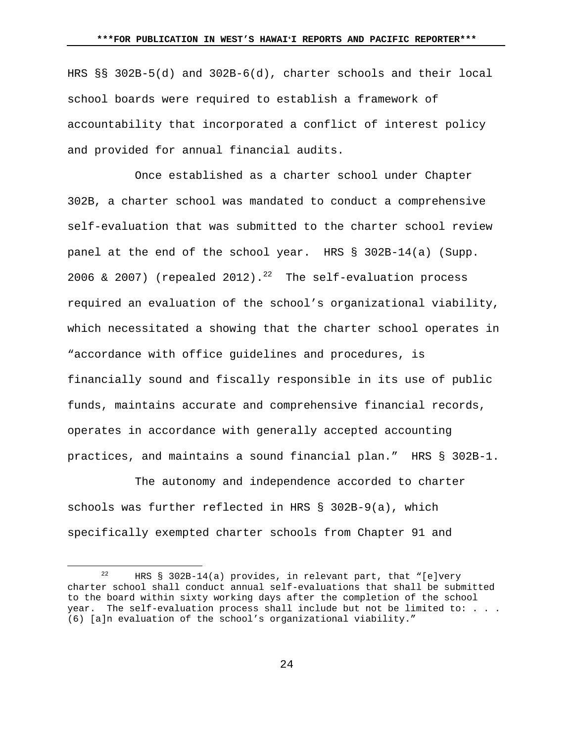HRS §§ 302B-5(d) and 302B-6(d), charter schools and their local school boards were required to establish a framework of accountability that incorporated a conflict of interest policy and provided for annual financial audits.

Once established as a charter school under Chapter 302B, a charter school was mandated to conduct a comprehensive self-evaluation that was submitted to the charter school review panel at the end of the school year. HRS § 302B-14(a) (Supp. 2006 & 2007) (repealed 2012).[22] The self-evaluation process required an evaluation of the school's organizational viability, which necessitated a showing that the charter school operates in "accordance with office guidelines and procedures, is financially sound and fiscally responsible in its use of public funds, maintains accurate and comprehensive financial records, operates in accordance with generally accepted accounting practices, and maintains a sound financial plan." HRS § 302B-1.

The autonomy and independence accorded to charter schools was further reflected in HRS § 302B-9(a), which specifically exempted charter schools from Chapter 91 and

---

[22] HRS § 302B-14(a) provides, in relevant part, that "[e]very charter school shall conduct annual self-evaluations that shall be submitted to the board within sixty working days after the completion of the school year. The self-evaluation process shall include but not be limited to: . . . (6) [a]n evaluation of the school's organizational viability."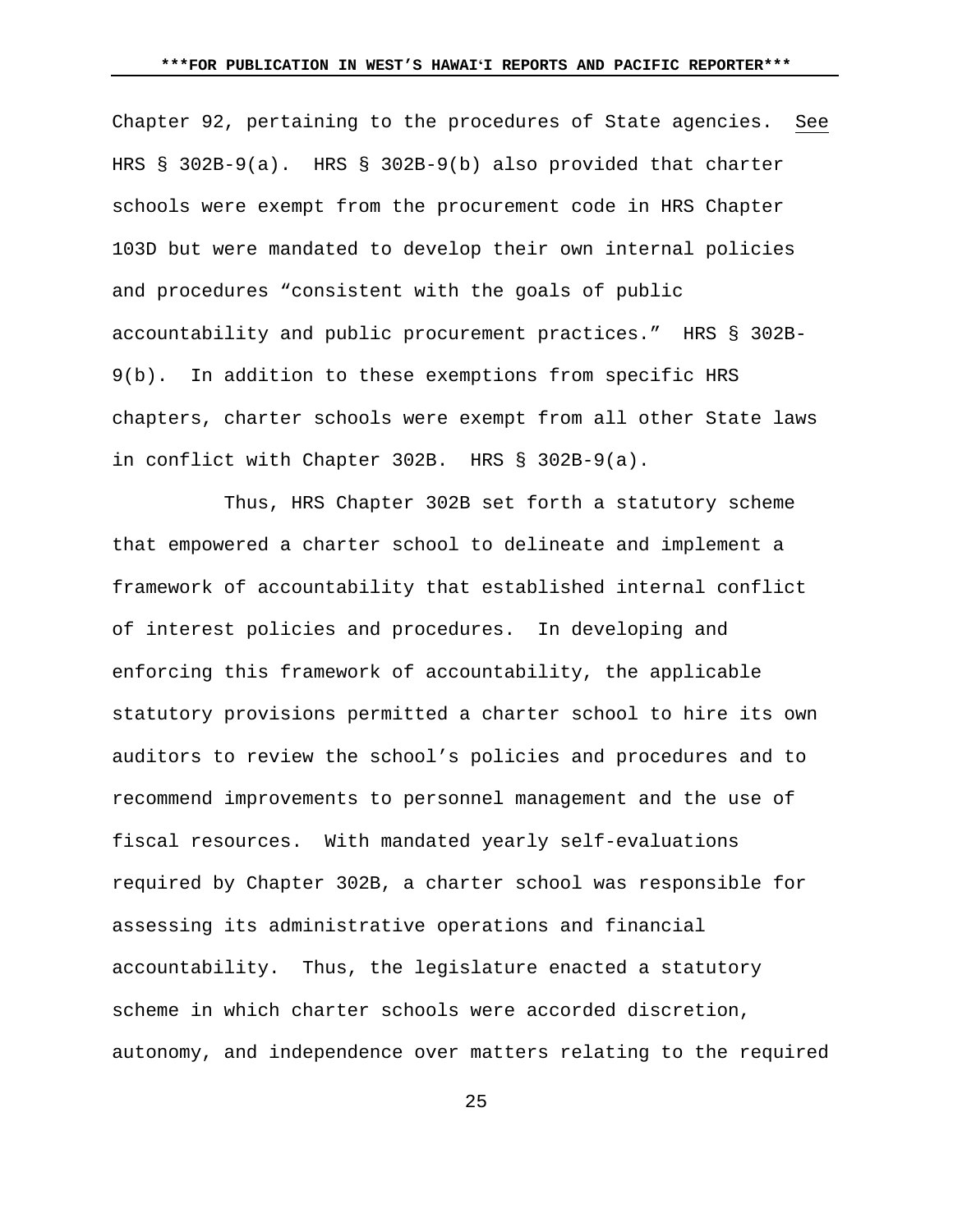Chapter 92, pertaining to the procedures of State agencies. See HRS § 302B-9(a). HRS § 302B-9(b) also provided that charter schools were exempt from the procurement code in HRS Chapter 103D but were mandated to develop their own internal policies and procedures "consistent with the goals of public accountability and public procurement practices." HRS § 302B-9(b). In addition to these exemptions from specific HRS chapters, charter schools were exempt from all other State laws in conflict with Chapter 302B. HRS § 302B-9(a).

Thus, HRS Chapter 302B set forth a statutory scheme that empowered a charter school to delineate and implement a framework of accountability that established internal conflict of interest policies and procedures. In developing and enforcing this framework of accountability, the applicable statutory provisions permitted a charter school to hire its own auditors to review the school's policies and procedures and to recommend improvements to personnel management and the use of fiscal resources. With mandated yearly self-evaluations required by Chapter 302B, a charter school was responsible for assessing its administrative operations and financial accountability. Thus, the legislature enacted a statutory scheme in which charter schools were accorded discretion, autonomy, and independence over matters relating to the required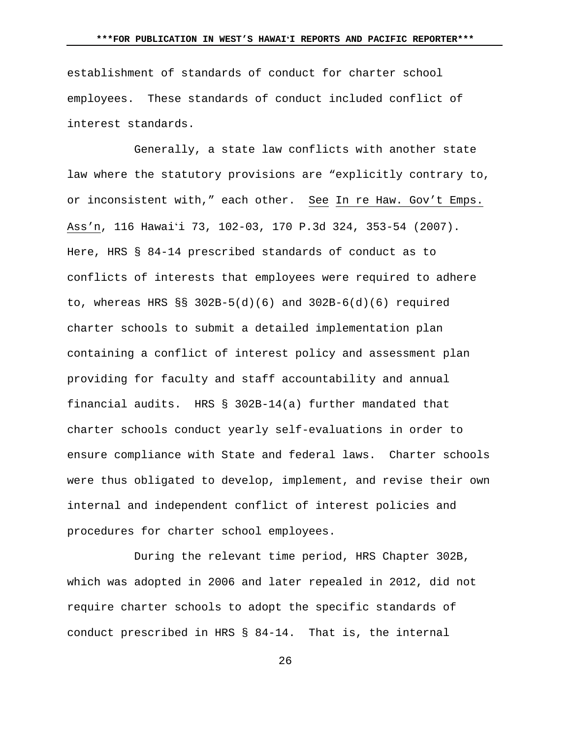establishment of standards of conduct for charter school employees. These standards of conduct included conflict of interest standards.

Generally, a state law conflicts with another state law where the statutory provisions are "explicitly contrary to, or inconsistent with," each other. See In re Haw. Gov't Emps. Ass'n, 116 Hawaiʻi 73, 102-03, 170 P.3d 324, 353-54 (2007). Here, HRS § 84-14 prescribed standards of conduct as to conflicts of interests that employees were required to adhere to, whereas HRS §§ 302B-5(d)(6) and 302B-6(d)(6) required charter schools to submit a detailed implementation plan containing a conflict of interest policy and assessment plan providing for faculty and staff accountability and annual financial audits. HRS § 302B-14(a) further mandated that charter schools conduct yearly self-evaluations in order to ensure compliance with State and federal laws. Charter schools were thus obligated to develop, implement, and revise their own internal and independent conflict of interest policies and procedures for charter school employees.

During the relevant time period, HRS Chapter 302B, which was adopted in 2006 and later repealed in 2012, did not require charter schools to adopt the specific standards of conduct prescribed in HRS § 84-14. That is, the internal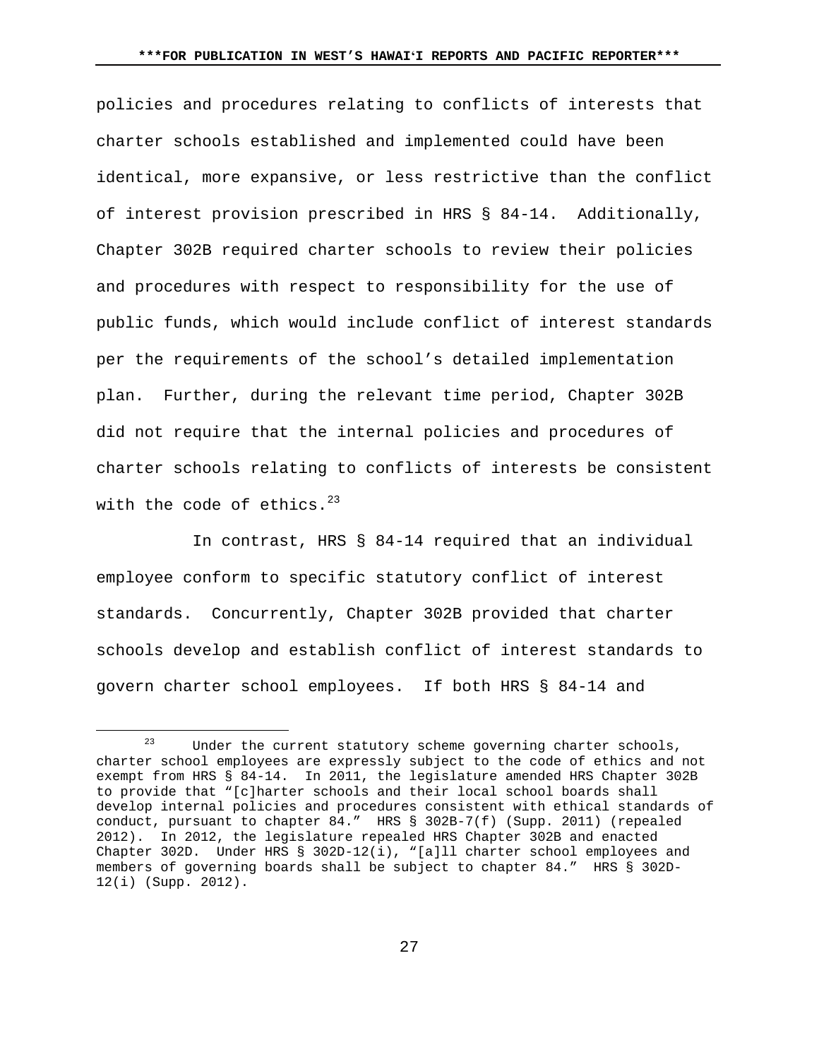policies and procedures relating to conflicts of interests that charter schools established and implemented could have been identical, more expansive, or less restrictive than the conflict of interest provision prescribed in HRS § 84-14. Additionally, Chapter 302B required charter schools to review their policies and procedures with respect to responsibility for the use of public funds, which would include conflict of interest standards per the requirements of the school's detailed implementation plan. Further, during the relevant time period, Chapter 302B did not require that the internal policies and procedures of charter schools relating to conflicts of interests be consistent with the code of ethics.[23]

In contrast, HRS § 84-14 required that an individual employee conform to specific statutory conflict of interest standards. Concurrently, Chapter 302B provided that charter schools develop and establish conflict of interest standards to govern charter school employees. If both HRS § 84-14 and

---

[23] Under the current statutory scheme governing charter schools, charter school employees are expressly subject to the code of ethics and not exempt from HRS § 84-14. In 2011, the legislature amended HRS Chapter 302B to provide that "[c]harter schools and their local school boards shall develop internal policies and procedures consistent with ethical standards of conduct, pursuant to chapter 84." HRS § 302B-7(f) (Supp. 2011) (repealed 2012). In 2012, the legislature repealed HRS Chapter 302B and enacted Chapter 302D. Under HRS § 302D-12(i), "[a]ll charter school employees and members of governing boards shall be subject to chapter 84." HRS § 302D-12(i) (Supp. 2012).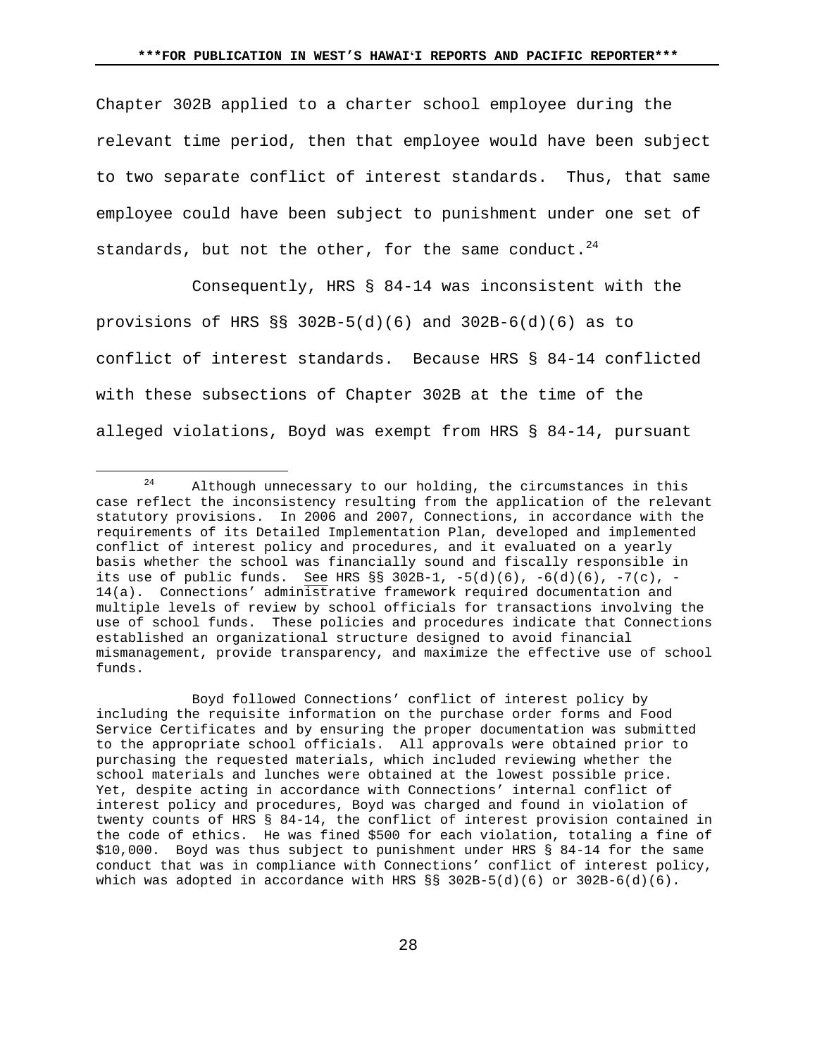Chapter 302B applied to a charter school employee during the relevant time period, then that employee would have been subject to two separate conflict of interest standards. Thus, that same employee could have been subject to punishment under one set of standards, but not the other, for the same conduct.[24]

Consequently, HRS § 84-14 was inconsistent with the provisions of HRS §§ 302B-5(d)(6) and 302B-6(d)(6) as to conflict of interest standards. Because HRS § 84-14 conflicted with these subsections of Chapter 302B at the time of the alleged violations, Boyd was exempt from HRS § 84-14, pursuant

---

[24] Although unnecessary to our holding, the circumstances in this case reflect the inconsistency resulting from the application of the relevant statutory provisions. In 2006 and 2007, Connections, in accordance with the requirements of its Detailed Implementation Plan, developed and implemented conflict of interest policy and procedures, and it evaluated on a yearly basis whether the school was financially sound and fiscally responsible in its use of public funds. See HRS §§ 302B-1, -5(d)(6), -6(d)(6), -7(c), -14(a). Connections' administrative framework required documentation and multiple levels of review by school officials for transactions involving the use of school funds. These policies and procedures indicate that Connections established an organizational structure designed to avoid financial mismanagement, provide transparency, and maximize the effective use of school funds.

Boyd followed Connections' conflict of interest policy by including the requisite information on the purchase order forms and Food Service Certificates and by ensuring the proper documentation was submitted to the appropriate school officials. All approvals were obtained prior to purchasing the requested materials, which included reviewing whether the school materials and lunches were obtained at the lowest possible price. Yet, despite acting in accordance with Connections' internal conflict of interest policy and procedures, Boyd was charged and found in violation of twenty counts of HRS § 84-14, the conflict of interest provision contained in the code of ethics. He was fined \$500 for each violation, totaling a fine of \$10,000. Boyd was thus subject to punishment under HRS § 84-14 for the same conduct that was in compliance with Connections' conflict of interest policy, which was adopted in accordance with HRS §§ 302B-5(d)(6) or 302B-6(d)(6).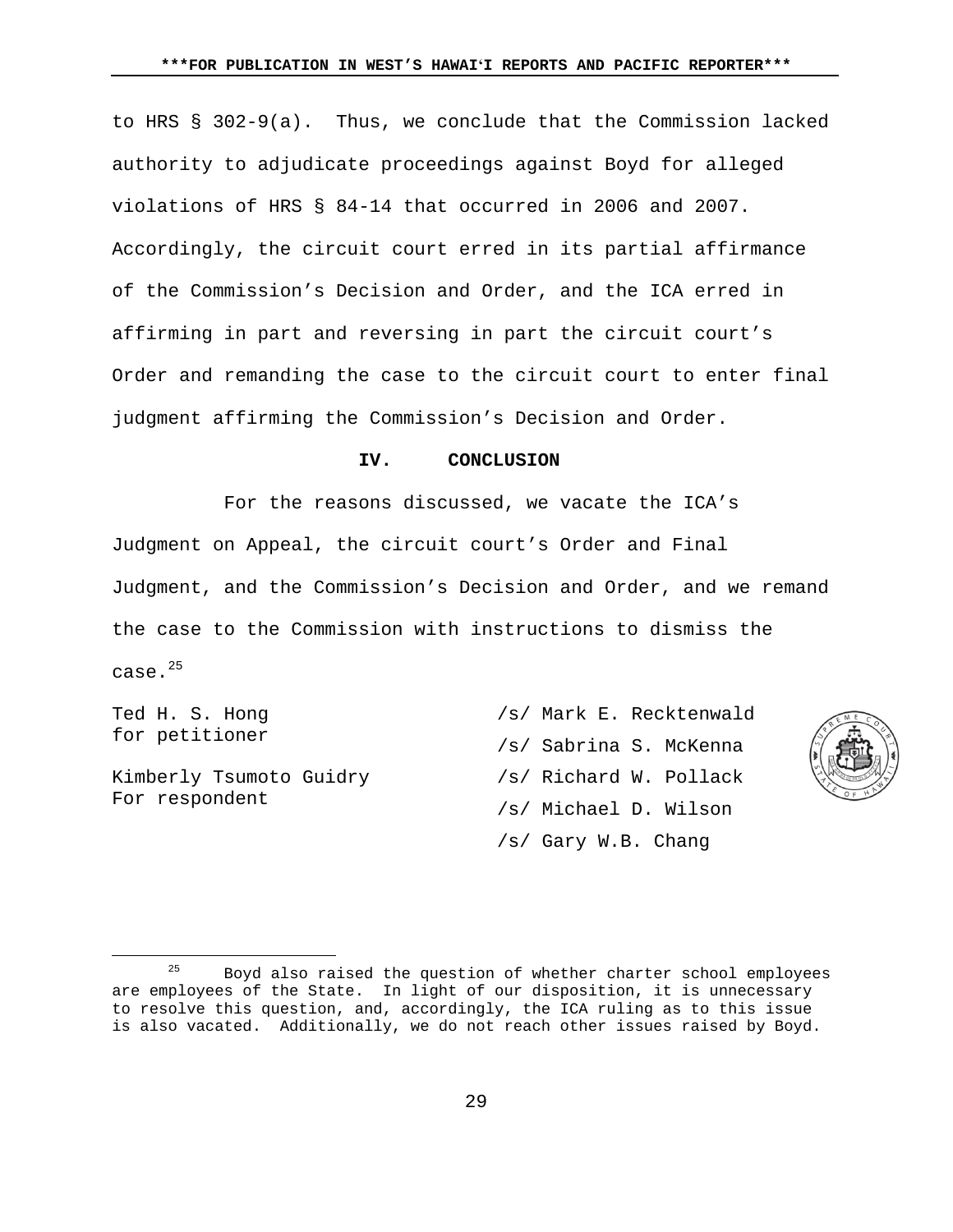to HRS § 302-9(a). Thus, we conclude that the Commission lacked authority to adjudicate proceedings against Boyd for alleged violations of HRS § 84-14 that occurred in 2006 and 2007. Accordingly, the circuit court erred in its partial affirmance of the Commission's Decision and Order, and the ICA erred in affirming in part and reversing in part the circuit court's Order and remanding the case to the circuit court to enter final judgment affirming the Commission's Decision and Order.

## IV. CONCLUSION

For the reasons discussed, we vacate the ICA's Judgment on Appeal, the circuit court's Order and Final Judgment, and the Commission's Decision and Order, and we remand the case to the Commission with instructions to dismiss the case.[25]

Ted H. S. Hong
for petitioner

Kimberly Tsumoto Guidry
For respondent

/s/ Mark E. Recktenwald

/s/ Sabrina S. McKenna

/s/ Richard W. Pollack

/s/ Michael D. Wilson

/s/ Gary W.B. Chang

---

[25] Boyd also raised the question of whether charter school employees are employees of the State. In light of our disposition, it is unnecessary to resolve this question, and, accordingly, the ICA ruling as to this issue is also vacated. Additionally, we do not reach other issues raised by Boyd.